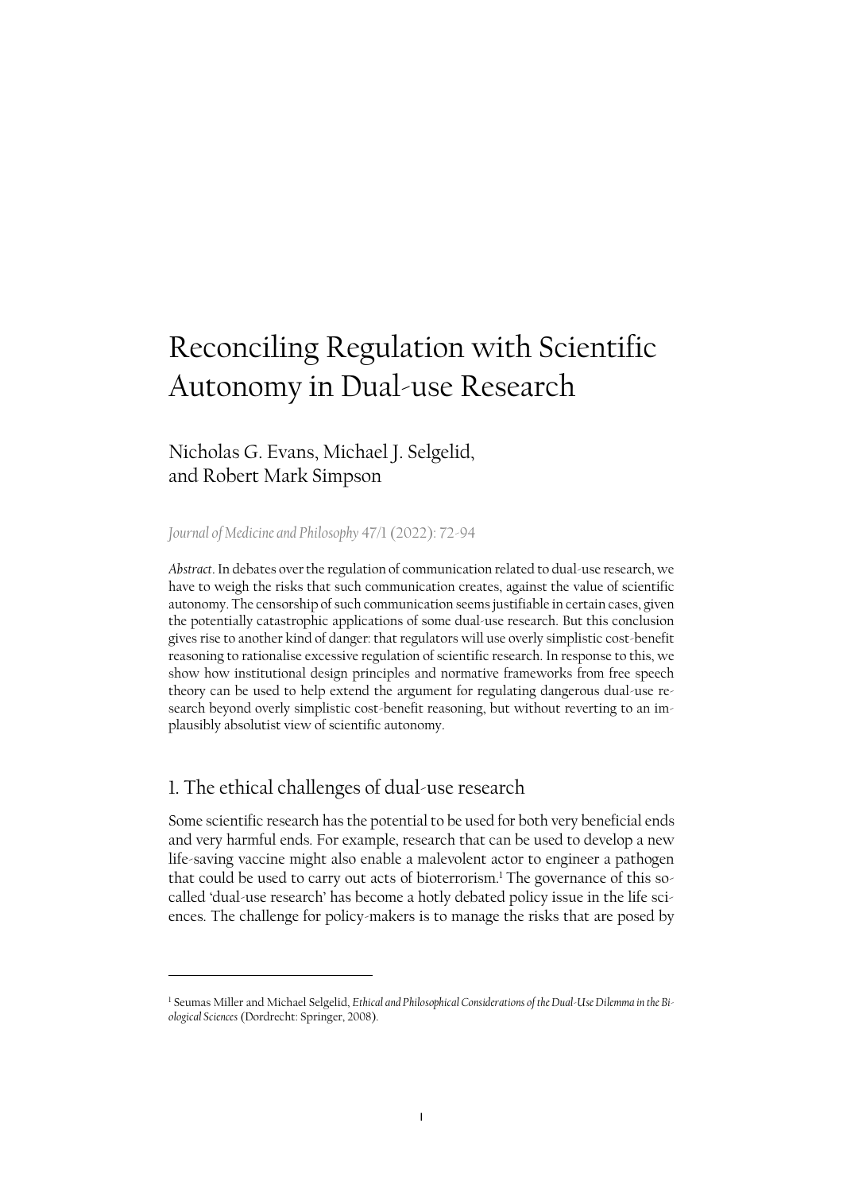# Reconciling Regulation with Scientific Autonomy in Dual-use Research

Nicholas G. Evans, Michael J. Selgelid, and Robert Mark Simpson

*Journal of Medicine and Philosophy* 47/1 (2022): 72-94

*Abstract*. In debates over the regulation of communication related to dual-use research, we have to weigh the risks that such communication creates, against the value of scientific autonomy. The censorship of such communication seems justifiable in certain cases, given the potentially catastrophic applications of some dual-use research. But this conclusion gives rise to another kind of danger: that regulators will use overly simplistic cost-benefit reasoning to rationalise excessive regulation of scientific research. In response to this, we show how institutional design principles and normative frameworks from free speech theory can be used to help extend the argument for regulating dangerous dual-use research beyond overly simplistic cost-benefit reasoning, but without reverting to an implausibly absolutist view of scientific autonomy.

## 1. The ethical challenges of dual-use research

Some scientific research has the potential to be used for both very beneficial ends and very harmful ends. For example, research that can be used to develop a new life-saving vaccine might also enable a malevolent actor to engineer a pathogen that could be used to carry out acts of bioterrorism.[1] The governance of this so-called 'dual-use research' has become a hotly debated policy issue in the life sciences. The challenge for policy-makers is to manage the risks that are posed by

[1] Seumas Miller and Michael Selgelid, *Ethical and Philosophical Considerations of the Dual-Use Dilemma in the Biological Sciences* (Dordrecht: Springer, 2008).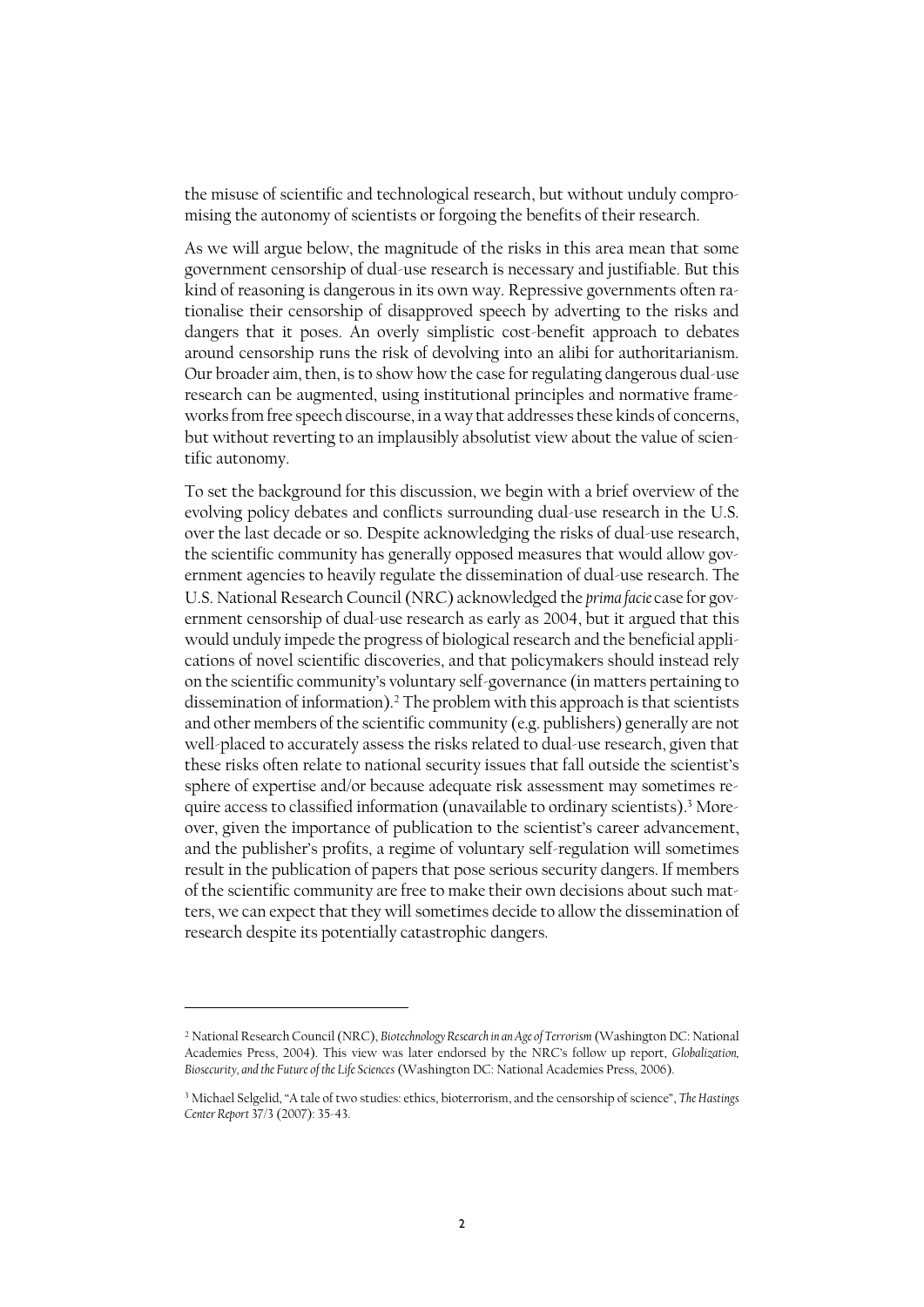the misuse of scientific and technological research, but without unduly compromising the autonomy of scientists or forgoing the benefits of their research.

As we will argue below, the magnitude of the risks in this area mean that some government censorship of dual-use research is necessary and justifiable. But this kind of reasoning is dangerous in its own way. Repressive governments often rationalise their censorship of disapproved speech by adverting to the risks and dangers that it poses. An overly simplistic cost-benefit approach to debates around censorship runs the risk of devolving into an alibi for authoritarianism. Our broader aim, then, is to show how the case for regulating dangerous dual-use research can be augmented, using institutional principles and normative frameworks from free speech discourse, in a way that addresses these kinds of concerns, but without reverting to an implausibly absolutist view about the value of scientific autonomy.

To set the background for this discussion, we begin with a brief overview of the evolving policy debates and conflicts surrounding dual-use research in the U.S. over the last decade or so. Despite acknowledging the risks of dual-use research, the scientific community has generally opposed measures that would allow government agencies to heavily regulate the dissemination of dual-use research. The U.S. National Research Council (NRC) acknowledged the *prima facie* case for government censorship of dual-use research as early as 2004, but it argued that this would unduly impede the progress of biological research and the beneficial applications of novel scientific discoveries, and that policymakers should instead rely on the scientific community's voluntary self-governance (in matters pertaining to dissemination of information).[2] The problem with this approach is that scientists and other members of the scientific community (e.g. publishers) generally are not well-placed to accurately assess the risks related to dual-use research, given that these risks often relate to national security issues that fall outside the scientist's sphere of expertise and/or because adequate risk assessment may sometimes require access to classified information (unavailable to ordinary scientists).[3] Moreover, given the importance of publication to the scientist's career advancement, and the publisher's profits, a regime of voluntary self-regulation will sometimes result in the publication of papers that pose serious security dangers. If members of the scientific community are free to make their own decisions about such matters, we can expect that they will sometimes decide to allow the dissemination of research despite its potentially catastrophic dangers.

---

[2] National Research Council (NRC), *Biotechnology Research in an Age of Terrorism* (Washington DC: National Academies Press, 2004). This view was later endorsed by the NRC's follow up report, *Globalization, Biosecurity, and the Future of the Life Sciences* (Washington DC: National Academies Press, 2006).

[3] Michael Selgelid, "A tale of two studies: ethics, bioterrorism, and the censorship of science", *The Hastings Center Report* 37/3 (2007): 35-43.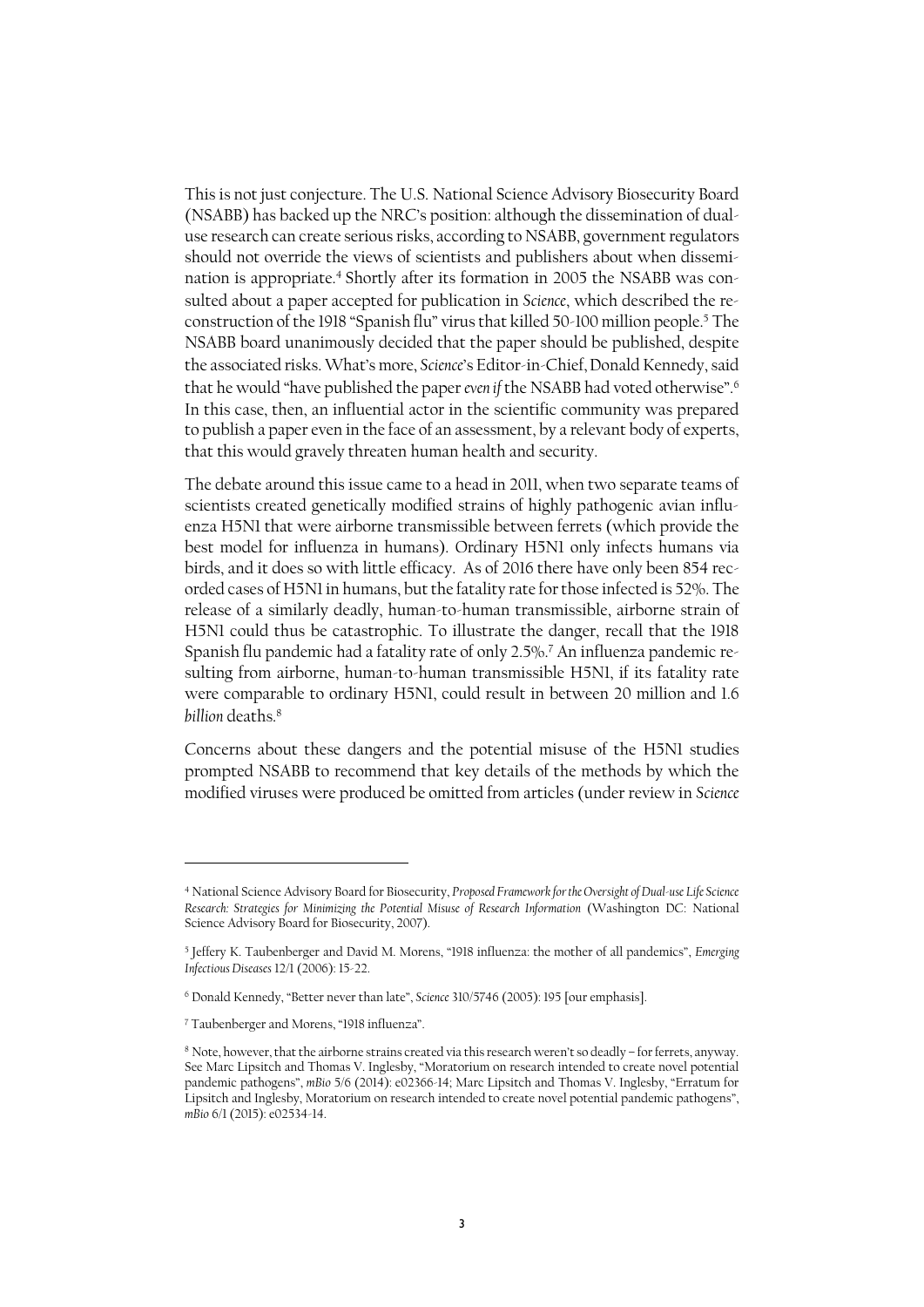This is not just conjecture. The U.S. National Science Advisory Biosecurity Board (NSABB) has backed up the NRC's position: although the dissemination of dual-use research can create serious risks, according to NSABB, government regulators should not override the views of scientists and publishers about when dissemination is appropriate.[4] Shortly after its formation in 2005 the NSABB was consulted about a paper accepted for publication in *Science*, which described the reconstruction of the 1918 "Spanish flu" virus that killed 50-100 million people.[5] The NSABB board unanimously decided that the paper should be published, despite the associated risks. What's more, *Science*'s Editor-in-Chief, Donald Kennedy, said that he would "have published the paper *even if* the NSABB had voted otherwise".[6] In this case, then, an influential actor in the scientific community was prepared to publish a paper even in the face of an assessment, by a relevant body of experts, that this would gravely threaten human health and security.

The debate around this issue came to a head in 2011, when two separate teams of scientists created genetically modified strains of highly pathogenic avian influenza H5N1 that were airborne transmissible between ferrets (which provide the best model for influenza in humans). Ordinary H5N1 only infects humans via birds, and it does so with little efficacy. As of 2016 there have only been 854 recorded cases of H5N1 in humans, but the fatality rate for those infected is 52%. The release of a similarly deadly, human-to-human transmissible, airborne strain of H5N1 could thus be catastrophic. To illustrate the danger, recall that the 1918 Spanish flu pandemic had a fatality rate of only 2.5%.[7] An influenza pandemic resulting from airborne, human-to-human transmissible H5N1, if its fatality rate were comparable to ordinary H5N1, could result in between 20 million and 1.6 *billion* deaths.[8]

Concerns about these dangers and the potential misuse of the H5N1 studies prompted NSABB to recommend that key details of the methods by which the modified viruses were produced be omitted from articles (under review in *Science*

---

[4] National Science Advisory Board for Biosecurity, *Proposed Framework for the Oversight of Dual-use Life Science Research: Strategies for Minimizing the Potential Misuse of Research Information* (Washington DC: National Science Advisory Board for Biosecurity, 2007).

[5] Jeffery K. Taubenberger and David M. Morens, "1918 influenza: the mother of all pandemics", *Emerging Infectious Diseases* 12/1 (2006): 15-22.

[6] Donald Kennedy, "Better never than late", *Science* 310/5746 (2005): 195 [our emphasis].

[7] Taubenberger and Morens, "1918 influenza".

[8] Note, however, that the airborne strains created via this research weren't so deadly – for ferrets, anyway. See Marc Lipsitch and Thomas V. Inglesby, "Moratorium on research intended to create novel potential pandemic pathogens", *mBio* 5/6 (2014): e02366-14; Marc Lipsitch and Thomas V. Inglesby, "Erratum for Lipsitch and Inglesby, Moratorium on research intended to create novel potential pandemic pathogens", *mBio* 6/1 (2015): e02534-14.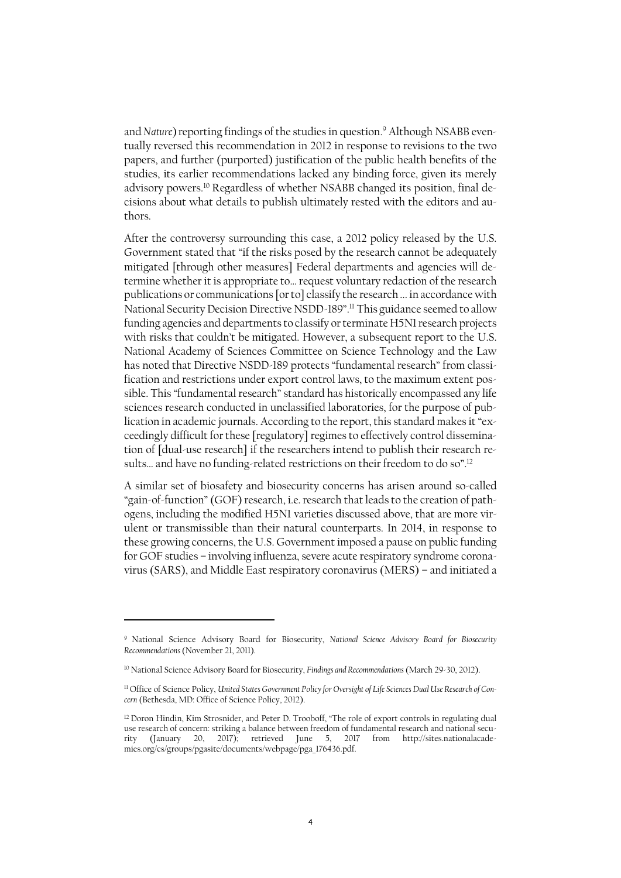and *Nature*) reporting findings of the studies in question.[9] Although NSABB eventually reversed this recommendation in 2012 in response to revisions to the two papers, and further (purported) justification of the public health benefits of the studies, its earlier recommendations lacked any binding force, given its merely advisory powers.[10] Regardless of whether NSABB changed its position, final decisions about what details to publish ultimately rested with the editors and authors.

After the controversy surrounding this case, a 2012 policy released by the U.S. Government stated that "if the risks posed by the research cannot be adequately mitigated [through other measures] Federal departments and agencies will determine whether it is appropriate to… request voluntary redaction of the research publications or communications [or to] classify the research … in accordance with National Security Decision Directive NSDD-189".[11] This guidance seemed to allow funding agencies and departments to classify or terminate H5N1 research projects with risks that couldn't be mitigated. However, a subsequent report to the U.S. National Academy of Sciences Committee on Science Technology and the Law has noted that Directive NSDD-189 protects "fundamental research" from classification and restrictions under export control laws, to the maximum extent possible. This "fundamental research" standard has historically encompassed any life sciences research conducted in unclassified laboratories, for the purpose of publication in academic journals. According to the report, this standard makes it "exceedingly difficult for these [regulatory] regimes to effectively control dissemination of [dual-use research] if the researchers intend to publish their research results… and have no funding-related restrictions on their freedom to do so".[12]

A similar set of biosafety and biosecurity concerns has arisen around so-called "gain-of-function" (GOF) research, i.e. research that leads to the creation of pathogens, including the modified H5N1 varieties discussed above, that are more virulent or transmissible than their natural counterparts. In 2014, in response to these growing concerns, the U.S. Government imposed a pause on public funding for GOF studies – involving influenza, severe acute respiratory syndrome coronavirus (SARS), and Middle East respiratory coronavirus (MERS) – and initiated a

---

[9] National Science Advisory Board for Biosecurity, *National Science Advisory Board for Biosecurity Recommendations* (November 21, 2011).

[10] National Science Advisory Board for Biosecurity, *Findings and Recommendations* (March 29-30, 2012).

[11] Office of Science Policy, *United States Government Policy for Oversight of Life Sciences Dual Use Research of Concern* (Bethesda, MD: Office of Science Policy, 2012).

[12] Doron Hindin, Kim Strosnider, and Peter D. Trooboff, "The role of export controls in regulating dual use research of concern: striking a balance between freedom of fundamental research and national security (January 20, 2017); retrieved June 5, 2017 from http://sites.nationalacademies.org/cs/groups/pgasite/documents/webpage/pga_176436.pdf.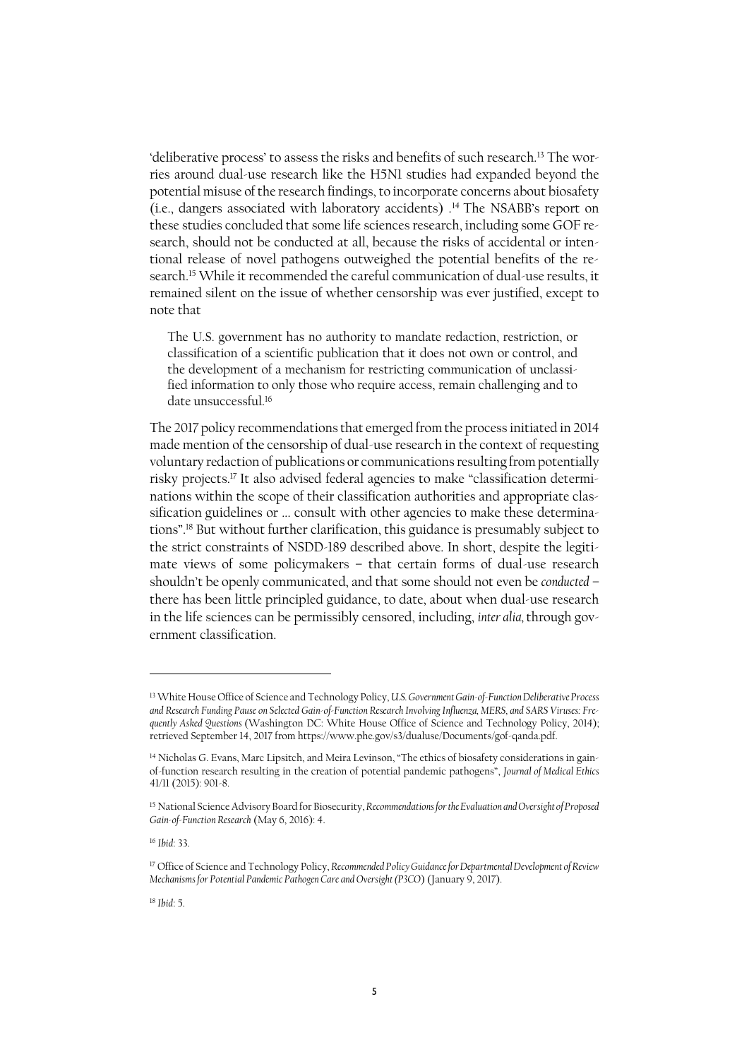'deliberative process' to assess the risks and benefits of such research.[13] The worries around dual-use research like the H5N1 studies had expanded beyond the potential misuse of the research findings, to incorporate concerns about biosafety (i.e., dangers associated with laboratory accidents) .[14] The NSABB's report on these studies concluded that some life sciences research, including some GOF research, should not be conducted at all, because the risks of accidental or intentional release of novel pathogens outweighed the potential benefits of the research.[15] While it recommended the careful communication of dual-use results, it remained silent on the issue of whether censorship was ever justified, except to note that

> The U.S. government has no authority to mandate redaction, restriction, or classification of a scientific publication that it does not own or control, and the development of a mechanism for restricting communication of unclassified information to only those who require access, remain challenging and to date unsuccessful.[16]

The 2017 policy recommendations that emerged from the process initiated in 2014 made mention of the censorship of dual-use research in the context of requesting voluntary redaction of publications or communications resulting from potentially risky projects.[17] It also advised federal agencies to make "classification determinations within the scope of their classification authorities and appropriate classification guidelines or … consult with other agencies to make these determinations".[18] But without further clarification, this guidance is presumably subject to the strict constraints of NSDD-189 described above. In short, despite the legitimate views of some policymakers – that certain forms of dual-use research shouldn't be openly communicated, and that some should not even be *conducted* – there has been little principled guidance, to date, about when dual-use research in the life sciences can be permissibly censored, including, *inter alia*, through government classification.

---

[13] White House Office of Science and Technology Policy, *U.S. Government Gain-of-Function Deliberative Process and Research Funding Pause on Selected Gain-of-Function Research Involving Influenza, MERS, and SARS Viruses: Frequently Asked Questions* (Washington DC: White House Office of Science and Technology Policy, 2014); retrieved September 14, 2017 from https://www.phe.gov/s3/dualuse/Documents/gof-qanda.pdf.

[14] Nicholas G. Evans, Marc Lipsitch, and Meira Levinson, "The ethics of biosafety considerations in gain-of-function research resulting in the creation of potential pandemic pathogens", *Journal of Medical Ethics* 41/11 (2015): 901-8.

[15] National Science Advisory Board for Biosecurity, *Recommendations for the Evaluation and Oversight of Proposed Gain-of-Function Research* (May 6, 2016): 4.

[16] *Ibid*: 33.

[17] Office of Science and Technology Policy, *Recommended Policy Guidance for Departmental Development of Review Mechanisms for Potential Pandemic Pathogen Care and Oversight (P3CO)* (January 9, 2017).

[18] *Ibid*: 5.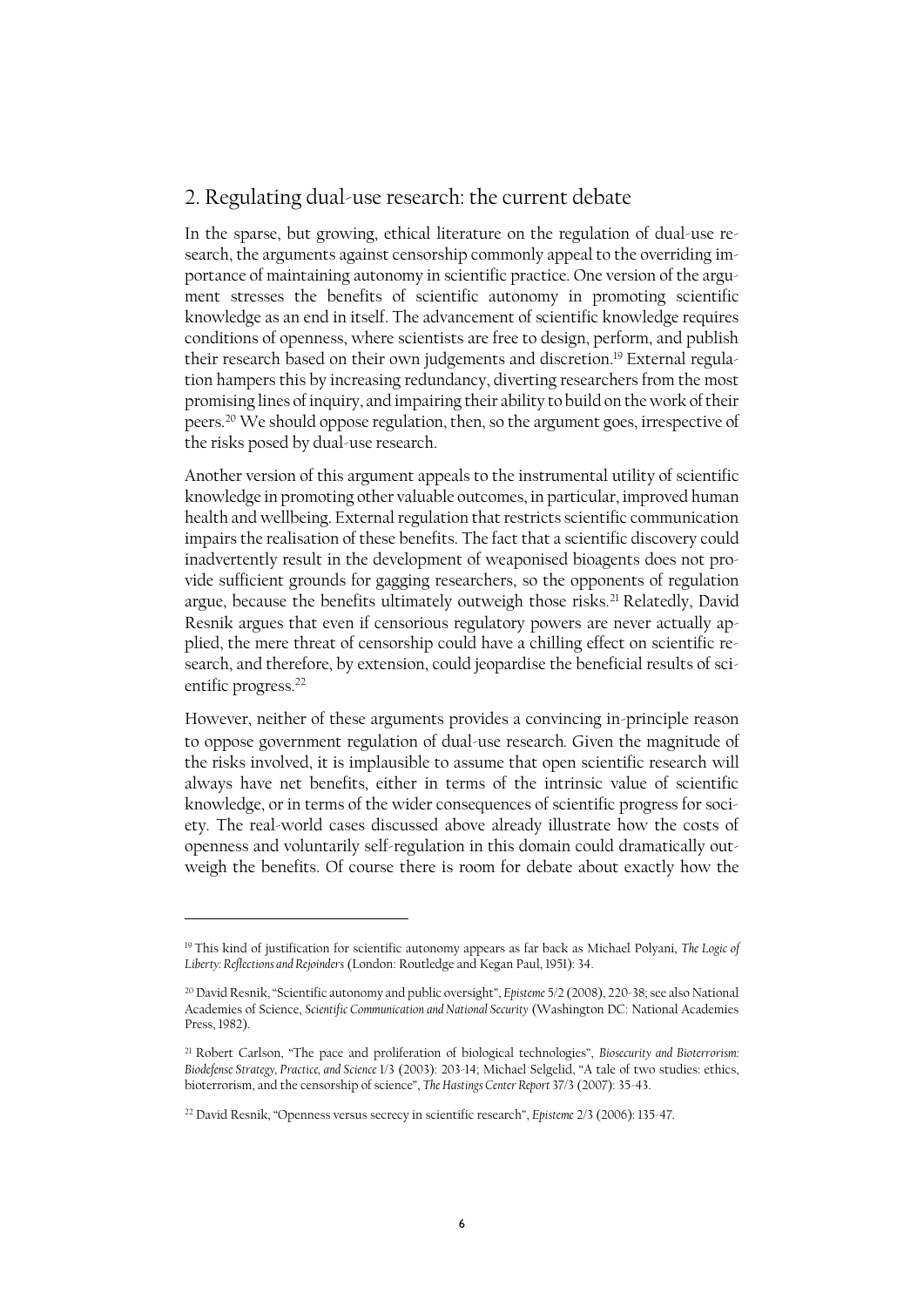## 2. Regulating dual-use research: the current debate

In the sparse, but growing, ethical literature on the regulation of dual-use research, the arguments against censorship commonly appeal to the overriding importance of maintaining autonomy in scientific practice. One version of the argument stresses the benefits of scientific autonomy in promoting scientific knowledge as an end in itself. The advancement of scientific knowledge requires conditions of openness, where scientists are free to design, perform, and publish their research based on their own judgements and discretion.[19] External regulation hampers this by increasing redundancy, diverting researchers from the most promising lines of inquiry, and impairing their ability to build on the work of their peers.[20] We should oppose regulation, then, so the argument goes, irrespective of the risks posed by dual-use research.

Another version of this argument appeals to the instrumental utility of scientific knowledge in promoting other valuable outcomes, in particular, improved human health and wellbeing. External regulation that restricts scientific communication impairs the realisation of these benefits. The fact that a scientific discovery could inadvertently result in the development of weaponised bioagents does not provide sufficient grounds for gagging researchers, so the opponents of regulation argue, because the benefits ultimately outweigh those risks.[21] Relatedly, David Resnik argues that even if censorious regulatory powers are never actually applied, the mere threat of censorship could have a chilling effect on scientific research, and therefore, by extension, could jeopardise the beneficial results of scientific progress.[22]

However, neither of these arguments provides a convincing in-principle reason to oppose government regulation of dual-use research. Given the magnitude of the risks involved, it is implausible to assume that open scientific research will always have net benefits, either in terms of the intrinsic value of scientific knowledge, or in terms of the wider consequences of scientific progress for society. The real-world cases discussed above already illustrate how the costs of openness and voluntarily self-regulation in this domain could dramatically outweigh the benefits. Of course there is room for debate about exactly how the

---

[19] This kind of justification for scientific autonomy appears as far back as Michael Polyani, *The Logic of Liberty: Reflections and Rejoinders* (London: Routledge and Kegan Paul, 1951): 34.

[20] David Resnik, "Scientific autonomy and public oversight", *Episteme* 5/2 (2008), 220-38; see also National Academies of Science, *Scientific Communication and National Security* (Washington DC: National Academies Press, 1982).

[21] Robert Carlson, "The pace and proliferation of biological technologies", *Biosecurity and Bioterrorism: Biodefense Strategy, Practice, and Science* 1/3 (2003): 203-14; Michael Selgelid, "A tale of two studies: ethics, bioterrorism, and the censorship of science", *The Hastings Center Report* 37/3 (2007): 35-43.

[22] David Resnik, "Openness versus secrecy in scientific research", *Episteme* 2/3 (2006): 135-47.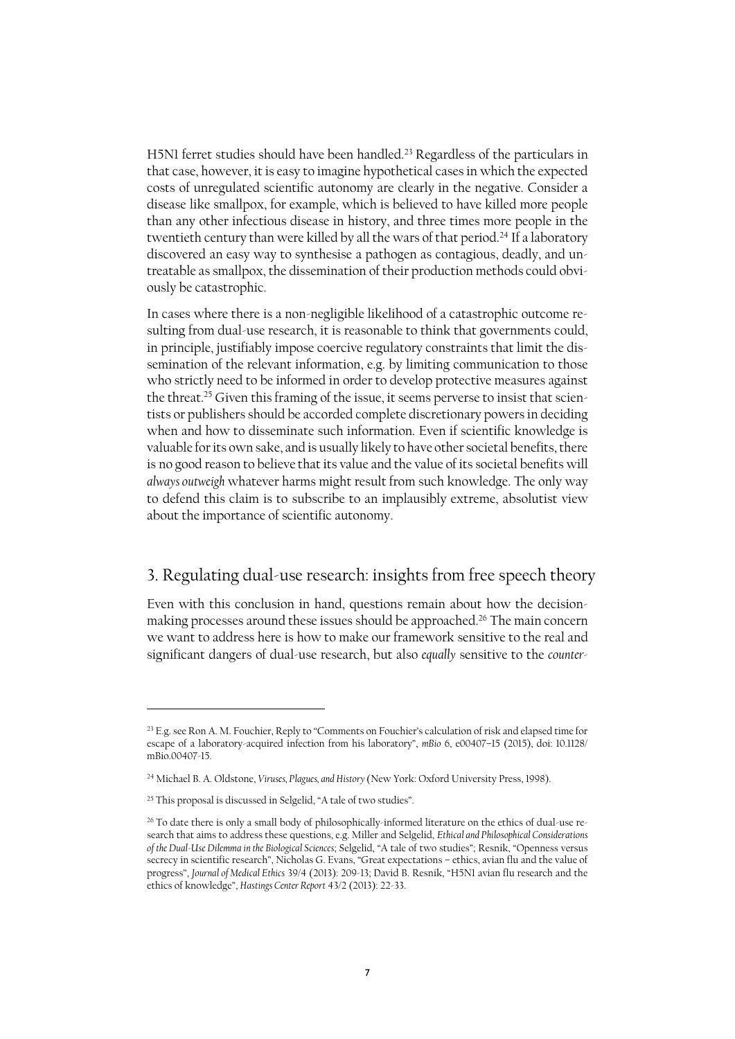H5N1 ferret studies should have been handled.[23] Regardless of the particulars in that case, however, it is easy to imagine hypothetical cases in which the expected costs of unregulated scientific autonomy are clearly in the negative. Consider a disease like smallpox, for example, which is believed to have killed more people than any other infectious disease in history, and three times more people in the twentieth century than were killed by all the wars of that period.[24] If a laboratory discovered an easy way to synthesise a pathogen as contagious, deadly, and untreatable as smallpox, the dissemination of their production methods could obviously be catastrophic.

In cases where there is a non-negligible likelihood of a catastrophic outcome resulting from dual-use research, it is reasonable to think that governments could, in principle, justifiably impose coercive regulatory constraints that limit the dissemination of the relevant information, e.g. by limiting communication to those who strictly need to be informed in order to develop protective measures against the threat.[25] Given this framing of the issue, it seems perverse to insist that scientists or publishers should be accorded complete discretionary powers in deciding when and how to disseminate such information. Even if scientific knowledge is valuable for its own sake, and is usually likely to have other societal benefits, there is no good reason to believe that its value and the value of its societal benefits will *always outweigh* whatever harms might result from such knowledge. The only way to defend this claim is to subscribe to an implausibly extreme, absolutist view about the importance of scientific autonomy.

## 3. Regulating dual-use research: insights from free speech theory

Even with this conclusion in hand, questions remain about how the decision-making processes around these issues should be approached.[26] The main concern we want to address here is how to make our framework sensitive to the real and significant dangers of dual-use research, but also *equally* sensitive to the *counter-*

---

[23] E.g. see Ron A. M. Fouchier, Reply to "Comments on Fouchier's calculation of risk and elapsed time for escape of a laboratory-acquired infection from his laboratory", *mBio* 6, e00407–15 (2015), doi: 10.1128/mBio.00407-15.

[24] Michael B. A. Oldstone, *Viruses, Plagues, and History* (New York: Oxford University Press, 1998).

[25] This proposal is discussed in Selgelid, "A tale of two studies".

[26] To date there is only a small body of philosophically-informed literature on the ethics of dual-use research that aims to address these questions, e.g. Miller and Selgelid, *Ethical and Philosophical Considerations of the Dual-Use Dilemma in the Biological Sciences*; Selgelid, "A tale of two studies"; Resnik, "Openness versus secrecy in scientific research", Nicholas G. Evans, "Great expectations – ethics, avian flu and the value of progress", *Journal of Medical Ethics* 39/4 (2013): 209-13; David B. Resnik, "H5N1 avian flu research and the ethics of knowledge", *Hastings Center Report* 43/2 (2013): 22-33.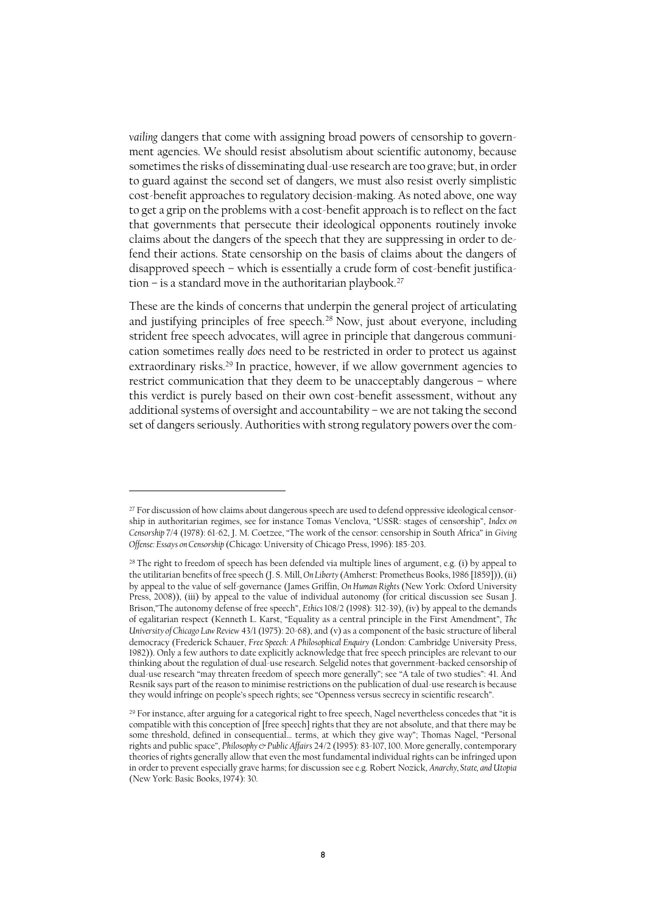*vailing* dangers that come with assigning broad powers of censorship to government agencies. We should resist absolutism about scientific autonomy, because sometimes the risks of disseminating dual-use research are too grave; but, in order to guard against the second set of dangers, we must also resist overly simplistic cost-benefit approaches to regulatory decision-making. As noted above, one way to get a grip on the problems with a cost-benefit approach is to reflect on the fact that governments that persecute their ideological opponents routinely invoke claims about the dangers of the speech that they are suppressing in order to defend their actions. State censorship on the basis of claims about the dangers of disapproved speech – which is essentially a crude form of cost-benefit justification – is a standard move in the authoritarian playbook.[27]

These are the kinds of concerns that underpin the general project of articulating and justifying principles of free speech.[28] Now, just about everyone, including strident free speech advocates, will agree in principle that dangerous communication sometimes really *does* need to be restricted in order to protect us against extraordinary risks.[29] In practice, however, if we allow government agencies to restrict communication that they deem to be unacceptably dangerous – where this verdict is purely based on their own cost-benefit assessment, without any additional systems of oversight and accountability – we are not taking the second set of dangers seriously. Authorities with strong regulatory powers over the com-

---

[27] For discussion of how claims about dangerous speech are used to defend oppressive ideological censorship in authoritarian regimes, see for instance Tomas Venclova, "USSR: stages of censorship", *Index on Censorship* 7/4 (1978): 61-62, J. M. Coetzee, "The work of the censor: censorship in South Africa" in *Giving Offense: Essays on Censorship* (Chicago: University of Chicago Press, 1996): 185-203.

[28] The right to freedom of speech has been defended via multiple lines of argument, e.g. (i) by appeal to the utilitarian benefits of free speech (J. S. Mill, *On Liberty* (Amherst: Prometheus Books, 1986 [1859])), (ii) by appeal to the value of self-governance (James Griffin, *On Human Rights* (New York: Oxford University Press, 2008)), (iii) by appeal to the value of individual autonomy (for critical discussion see Susan J. Brison,"The autonomy defense of free speech", *Ethics* 108/2 (1998): 312-39), (iv) by appeal to the demands of egalitarian respect (Kenneth L. Karst, "Equality as a central principle in the First Amendment", *The University of Chicago Law Review* 43/1 (1975): 20-68), and (v) as a component of the basic structure of liberal democracy (Frederick Schauer, *Free Speech: A Philosophical Enquiry* (London: Cambridge University Press, 1982)). Only a few authors to date explicitly acknowledge that free speech principles are relevant to our thinking about the regulation of dual-use research. Selgelid notes that government-backed censorship of dual-use research "may threaten freedom of speech more generally"; see "A tale of two studies": 41. And Resnik says part of the reason to minimise restrictions on the publication of dual-use research is because they would infringe on people's speech rights; see "Openness versus secrecy in scientific research".

[29] For instance, after arguing for a categorical right to free speech, Nagel nevertheless concedes that "it is compatible with this conception of [free speech] rights that they are not absolute, and that there may be some threshold, defined in consequential… terms, at which they give way"; Thomas Nagel, "Personal rights and public space", *Philosophy & Public Affairs* 24/2 (1995): 83-107, 100. More generally, contemporary theories of rights generally allow that even the most fundamental individual rights can be infringed upon in order to prevent especially grave harms; for discussion see e.g. Robert Nozick, *Anarchy, State, and Utopia* (New York: Basic Books, 1974): 30.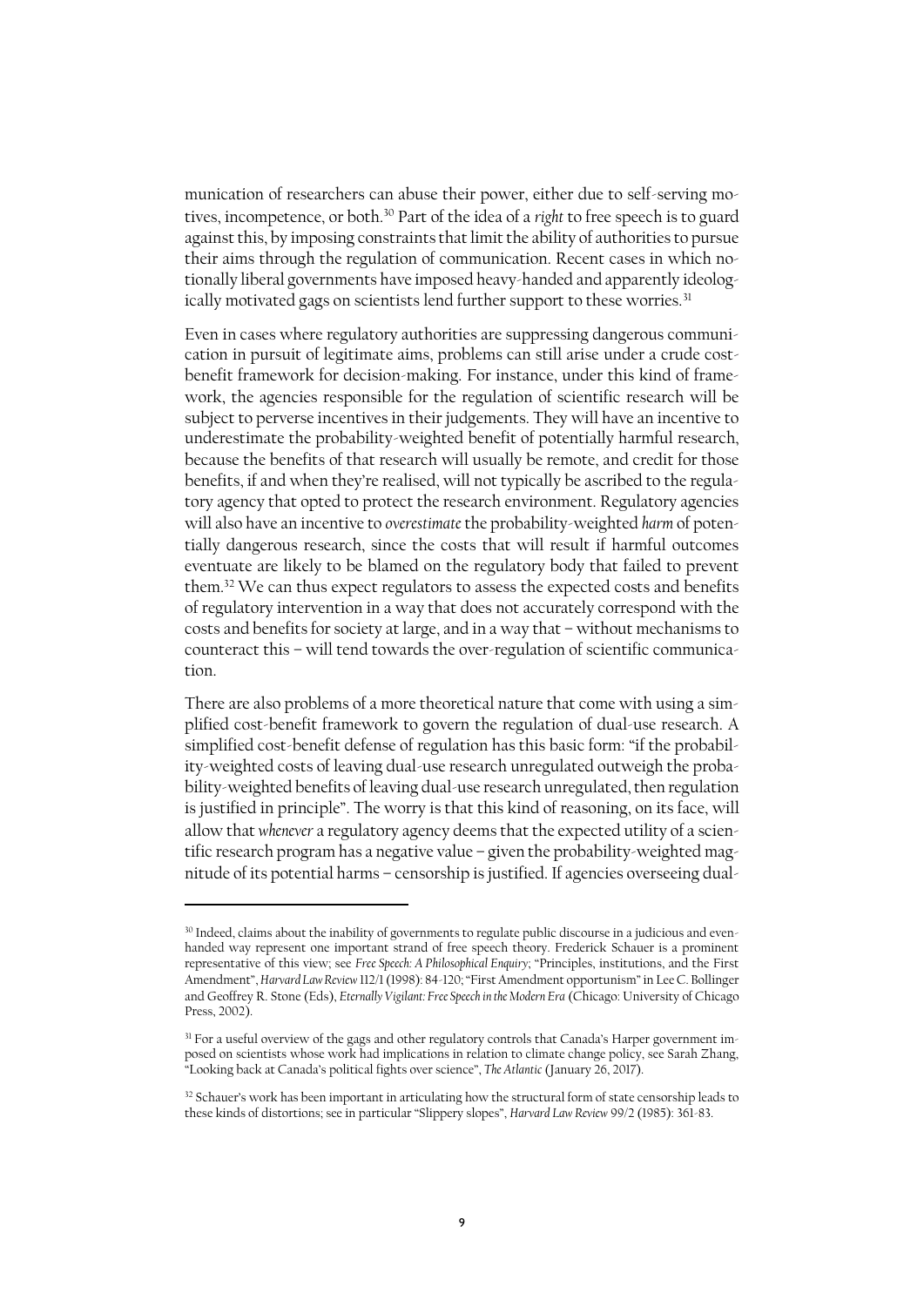munication of researchers can abuse their power, either due to self-serving motives, incompetence, or both.[30] Part of the idea of a *right* to free speech is to guard against this, by imposing constraints that limit the ability of authorities to pursue their aims through the regulation of communication. Recent cases in which notionally liberal governments have imposed heavy-handed and apparently ideologically motivated gags on scientists lend further support to these worries.[31]

Even in cases where regulatory authorities are suppressing dangerous communication in pursuit of legitimate aims, problems can still arise under a crude cost-benefit framework for decision-making. For instance, under this kind of framework, the agencies responsible for the regulation of scientific research will be subject to perverse incentives in their judgements. They will have an incentive to underestimate the probability-weighted benefit of potentially harmful research, because the benefits of that research will usually be remote, and credit for those benefits, if and when they're realised, will not typically be ascribed to the regulatory agency that opted to protect the research environment. Regulatory agencies will also have an incentive to *overestimate* the probability-weighted *harm* of potentially dangerous research, since the costs that will result if harmful outcomes eventuate are likely to be blamed on the regulatory body that failed to prevent them.[32] We can thus expect regulators to assess the expected costs and benefits of regulatory intervention in a way that does not accurately correspond with the costs and benefits for society at large, and in a way that – without mechanisms to counteract this – will tend towards the over-regulation of scientific communication.

There are also problems of a more theoretical nature that come with using a simplified cost-benefit framework to govern the regulation of dual-use research. A simplified cost-benefit defense of regulation has this basic form: "if the probability-weighted costs of leaving dual-use research unregulated outweigh the probability-weighted benefits of leaving dual-use research unregulated, then regulation is justified in principle". The worry is that this kind of reasoning, on its face, will allow that *whenever* a regulatory agency deems that the expected utility of a scientific research program has a negative value – given the probability-weighted magnitude of its potential harms – censorship is justified. If agencies overseeing dual-

---

[30] Indeed, claims about the inability of governments to regulate public discourse in a judicious and even-handed way represent one important strand of free speech theory. Frederick Schauer is a prominent representative of this view; see *Free Speech: A Philosophical Enquiry*; "Principles, institutions, and the First Amendment", *Harvard Law Review* 112/1 (1998): 84-120; "First Amendment opportunism" in Lee C. Bollinger and Geoffrey R. Stone (Eds), *Eternally Vigilant: Free Speech in the Modern Era* (Chicago: University of Chicago Press, 2002).

[31] For a useful overview of the gags and other regulatory controls that Canada's Harper government imposed on scientists whose work had implications in relation to climate change policy, see Sarah Zhang, "Looking back at Canada's political fights over science", *The Atlantic* (January 26, 2017).

[32] Schauer's work has been important in articulating how the structural form of state censorship leads to these kinds of distortions; see in particular "Slippery slopes", *Harvard Law Review* 99/2 (1985): 361-83.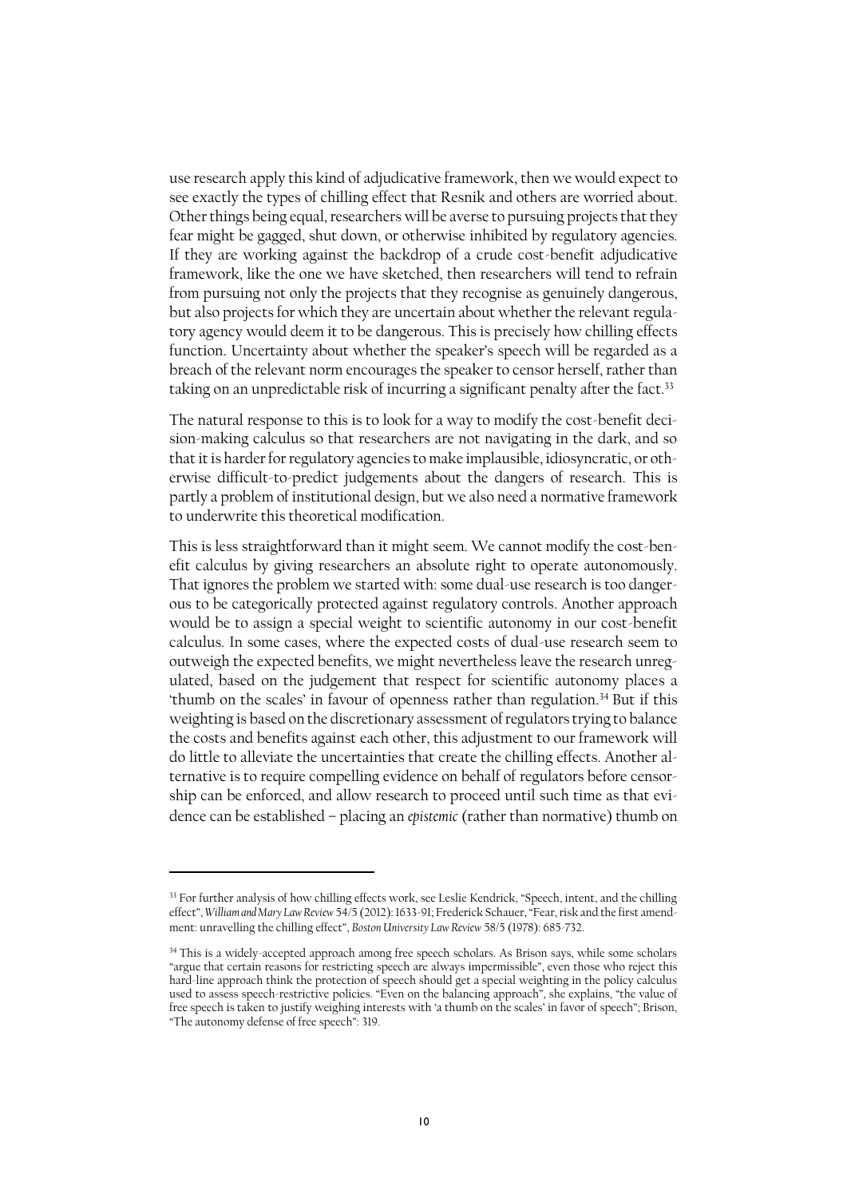use research apply this kind of adjudicative framework, then we would expect to see exactly the types of chilling effect that Resnik and others are worried about. Other things being equal, researchers will be averse to pursuing projects that they fear might be gagged, shut down, or otherwise inhibited by regulatory agencies. If they are working against the backdrop of a crude cost-benefit adjudicative framework, like the one we have sketched, then researchers will tend to refrain from pursuing not only the projects that they recognise as genuinely dangerous, but also projects for which they are uncertain about whether the relevant regulatory agency would deem it to be dangerous. This is precisely how chilling effects function. Uncertainty about whether the speaker's speech will be regarded as a breach of the relevant norm encourages the speaker to censor herself, rather than taking on an unpredictable risk of incurring a significant penalty after the fact.[33]

The natural response to this is to look for a way to modify the cost-benefit decision-making calculus so that researchers are not navigating in the dark, and so that it is harder for regulatory agencies to make implausible, idiosyncratic, or otherwise difficult-to-predict judgements about the dangers of research. This is partly a problem of institutional design, but we also need a normative framework to underwrite this theoretical modification.

This is less straightforward than it might seem. We cannot modify the cost-benefit calculus by giving researchers an absolute right to operate autonomously. That ignores the problem we started with: some dual-use research is too dangerous to be categorically protected against regulatory controls. Another approach would be to assign a special weight to scientific autonomy in our cost-benefit calculus. In some cases, where the expected costs of dual-use research seem to outweigh the expected benefits, we might nevertheless leave the research unregulated, based on the judgement that respect for scientific autonomy places a 'thumb on the scales' in favour of openness rather than regulation.[34] But if this weighting is based on the discretionary assessment of regulators trying to balance the costs and benefits against each other, this adjustment to our framework will do little to alleviate the uncertainties that create the chilling effects. Another alternative is to require compelling evidence on behalf of regulators before censorship can be enforced, and allow research to proceed until such time as that evidence can be established – placing an *epistemic* (rather than normative) thumb on

[33] For further analysis of how chilling effects work, see Leslie Kendrick, "Speech, intent, and the chilling effect", *William and Mary Law Review* 54/5 (2012): 1633-91; Frederick Schauer, "Fear, risk and the first amendment: unravelling the chilling effect", *Boston University Law Review* 58/5 (1978): 685-732.

[34] This is a widely-accepted approach among free speech scholars. As Brison says, while some scholars "argue that certain reasons for restricting speech are always impermissible", even those who reject this hard-line approach think the protection of speech should get a special weighting in the policy calculus used to assess speech-restrictive policies. "Even on the balancing approach", she explains, "the value of free speech is taken to justify weighing interests with 'a thumb on the scales' in favor of speech"; Brison, "The autonomy defense of free speech": 319.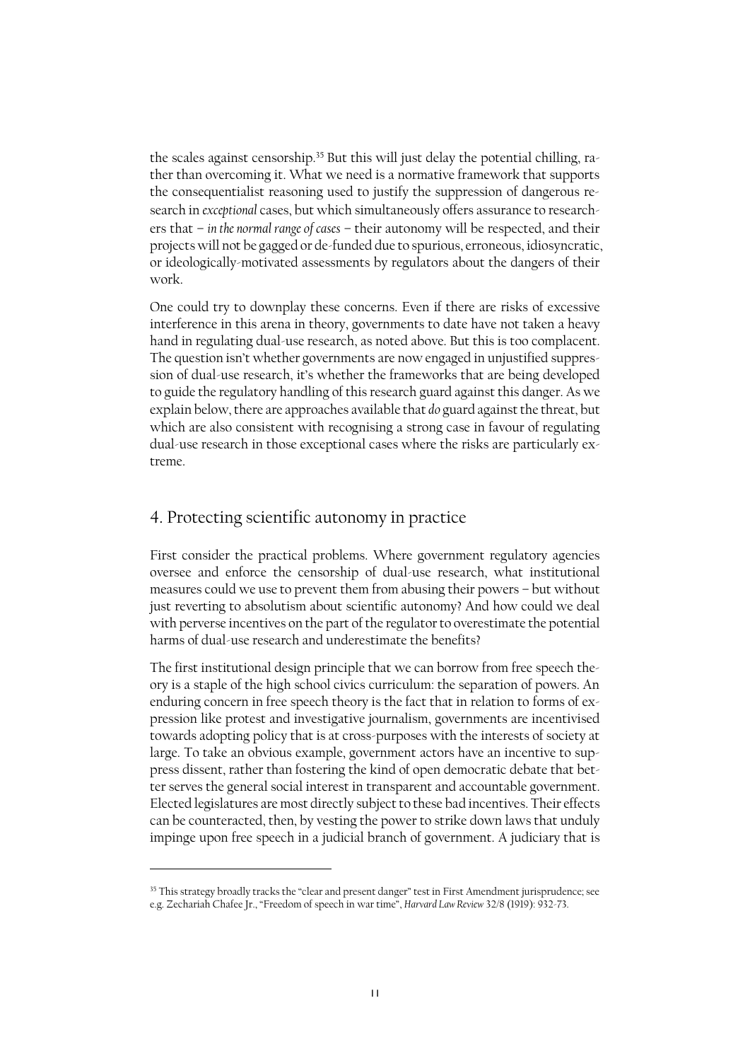the scales against censorship.[35] But this will just delay the potential chilling, rather than overcoming it. What we need is a normative framework that supports the consequentialist reasoning used to justify the suppression of dangerous research in *exceptional* cases, but which simultaneously offers assurance to researchers that – *in the normal range of cases* – their autonomy will be respected, and their projects will not be gagged or de-funded due to spurious, erroneous, idiosyncratic, or ideologically-motivated assessments by regulators about the dangers of their work.

One could try to downplay these concerns. Even if there are risks of excessive interference in this arena in theory, governments to date have not taken a heavy hand in regulating dual-use research, as noted above. But this is too complacent. The question isn't whether governments are now engaged in unjustified suppression of dual-use research, it's whether the frameworks that are being developed to guide the regulatory handling of this research guard against this danger. As we explain below, there are approaches available that *do* guard against the threat, but which are also consistent with recognising a strong case in favour of regulating dual-use research in those exceptional cases where the risks are particularly extreme.

## 4. Protecting scientific autonomy in practice

First consider the practical problems. Where government regulatory agencies oversee and enforce the censorship of dual-use research, what institutional measures could we use to prevent them from abusing their powers – but without just reverting to absolutism about scientific autonomy? And how could we deal with perverse incentives on the part of the regulator to overestimate the potential harms of dual-use research and underestimate the benefits?

The first institutional design principle that we can borrow from free speech theory is a staple of the high school civics curriculum: the separation of powers. An enduring concern in free speech theory is the fact that in relation to forms of expression like protest and investigative journalism, governments are incentivised towards adopting policy that is at cross-purposes with the interests of society at large. To take an obvious example, government actors have an incentive to suppress dissent, rather than fostering the kind of open democratic debate that better serves the general social interest in transparent and accountable government. Elected legislatures are most directly subject to these bad incentives. Their effects can be counteracted, then, by vesting the power to strike down laws that unduly impinge upon free speech in a judicial branch of government. A judiciary that is

---

[35] This strategy broadly tracks the "clear and present danger" test in First Amendment jurisprudence; see e.g. Zechariah Chafee Jr., "Freedom of speech in war time", *Harvard Law Review* 32/8 (1919): 932-73.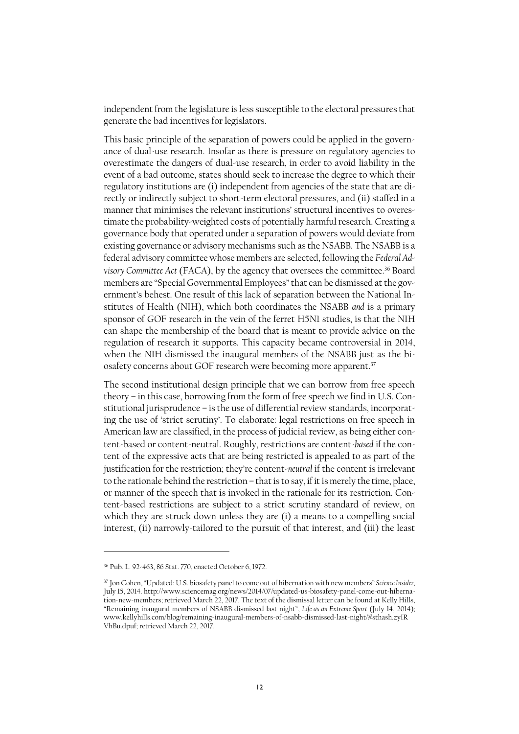independent from the legislature is less susceptible to the electoral pressures that generate the bad incentives for legislators.

This basic principle of the separation of powers could be applied in the governance of dual-use research. Insofar as there is pressure on regulatory agencies to overestimate the dangers of dual-use research, in order to avoid liability in the event of a bad outcome, states should seek to increase the degree to which their regulatory institutions are (i) independent from agencies of the state that are directly or indirectly subject to short-term electoral pressures, and (ii) staffed in a manner that minimises the relevant institutions' structural incentives to overestimate the probability-weighted costs of potentially harmful research. Creating a governance body that operated under a separation of powers would deviate from existing governance or advisory mechanisms such as the NSABB. The NSABB is a federal advisory committee whose members are selected, following the *Federal Advisory Committee Act* (FACA), by the agency that oversees the committee.[36] Board members are "Special Governmental Employees" that can be dismissed at the government's behest. One result of this lack of separation between the National Institutes of Health (NIH), which both coordinates the NSABB *and* is a primary sponsor of GOF research in the vein of the ferret H5N1 studies, is that the NIH can shape the membership of the board that is meant to provide advice on the regulation of research it supports. This capacity became controversial in 2014, when the NIH dismissed the inaugural members of the NSABB just as the biosafety concerns about GOF research were becoming more apparent.[37]

The second institutional design principle that we can borrow from free speech theory – in this case, borrowing from the form of free speech we find in U.S. Constitutional jurisprudence – is the use of differential review standards, incorporating the use of 'strict scrutiny'. To elaborate: legal restrictions on free speech in American law are classified, in the process of judicial review, as being either content-based or content-neutral. Roughly, restrictions are content-*based* if the content of the expressive acts that are being restricted is appealed to as part of the justification for the restriction; they're content-*neutral* if the content is irrelevant to the rationale behind the restriction – that is to say, if it is merely the time, place, or manner of the speech that is invoked in the rationale for its restriction. Content-based restrictions are subject to a strict scrutiny standard of review, on which they are struck down unless they are (i) a means to a compelling social interest, (ii) narrowly-tailored to the pursuit of that interest, and (iii) the least

---

[36] Pub. L. 92-463, 86 Stat. 770, enacted October 6, 1972.

[37] Jon Cohen, "Updated: U.S. biosafety panel to come out of hibernation with new members" *Science Insider*, July 15, 2014. http://www.sciencemag.org/news/2014/07/updated-us-biosafety-panel-come-out-hibernation-new-members; retrieved March 22, 2017. The text of the dismissal letter can be found at Kelly Hills, "Remaining inaugural members of NSABB dismissed last night", *Life as an Extreme Sport* (July 14, 2014); www.kellyhills.com/blog/remaining-inaugural-members-of-nsabb-dismissed-last-night/#sthash.zyIRVhBu.dpuf; retrieved March 22, 2017.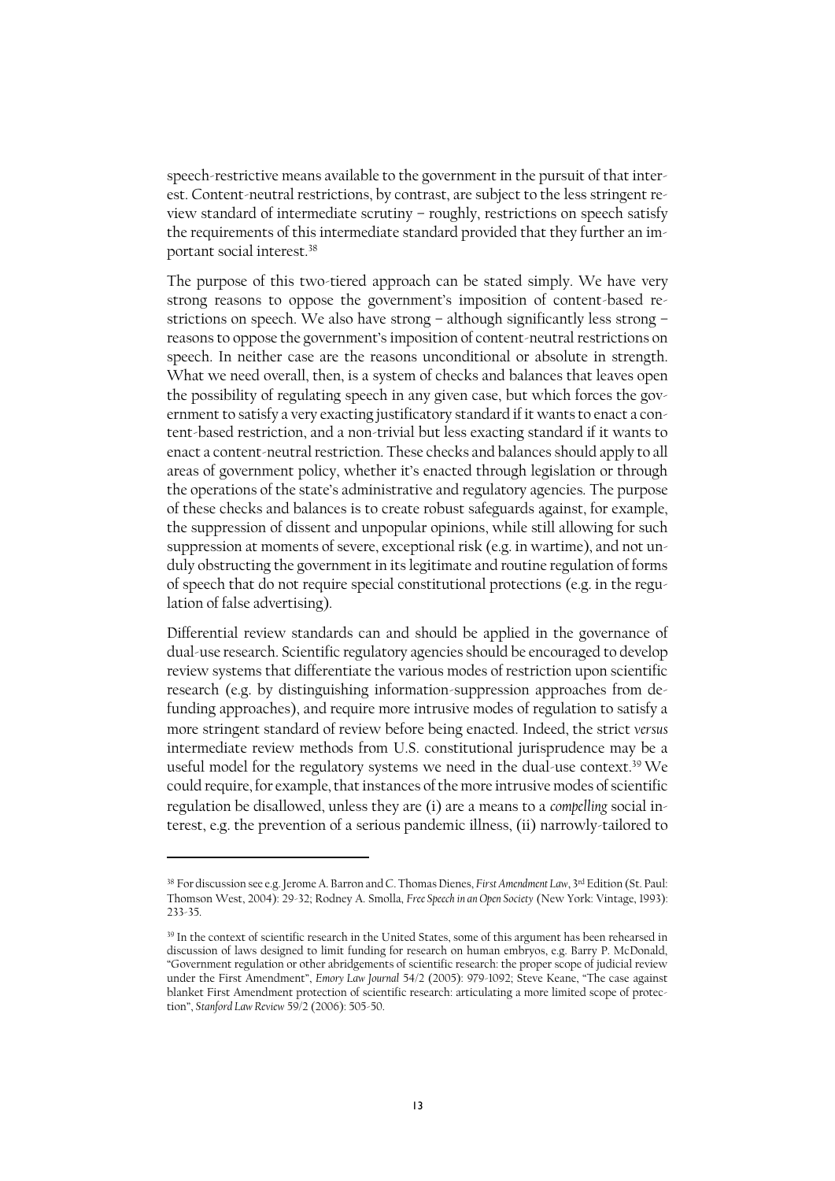speech-restrictive means available to the government in the pursuit of that interest. Content-neutral restrictions, by contrast, are subject to the less stringent review standard of intermediate scrutiny – roughly, restrictions on speech satisfy the requirements of this intermediate standard provided that they further an important social interest.[38]

The purpose of this two-tiered approach can be stated simply. We have very strong reasons to oppose the government's imposition of content-based restrictions on speech. We also have strong – although significantly less strong – reasons to oppose the government's imposition of content-neutral restrictions on speech. In neither case are the reasons unconditional or absolute in strength. What we need overall, then, is a system of checks and balances that leaves open the possibility of regulating speech in any given case, but which forces the government to satisfy a very exacting justificatory standard if it wants to enact a content-based restriction, and a non-trivial but less exacting standard if it wants to enact a content-neutral restriction. These checks and balances should apply to all areas of government policy, whether it's enacted through legislation or through the operations of the state's administrative and regulatory agencies. The purpose of these checks and balances is to create robust safeguards against, for example, the suppression of dissent and unpopular opinions, while still allowing for such suppression at moments of severe, exceptional risk (e.g. in wartime), and not unduly obstructing the government in its legitimate and routine regulation of forms of speech that do not require special constitutional protections (e.g. in the regulation of false advertising).

Differential review standards can and should be applied in the governance of dual-use research. Scientific regulatory agencies should be encouraged to develop review systems that differentiate the various modes of restriction upon scientific research (e.g. by distinguishing information-suppression approaches from defunding approaches), and require more intrusive modes of regulation to satisfy a more stringent standard of review before being enacted. Indeed, the strict *versus* intermediate review methods from U.S. constitutional jurisprudence may be a useful model for the regulatory systems we need in the dual-use context.[39] We could require, for example, that instances of the more intrusive modes of scientific regulation be disallowed, unless they are (i) are a means to a *compelling* social interest, e.g. the prevention of a serious pandemic illness, (ii) narrowly-tailored to

---

[38] For discussion see e.g. Jerome A. Barron and C. Thomas Dienes, *First Amendment Law*, 3rd Edition (St. Paul: Thomson West, 2004): 29-32; Rodney A. Smolla, *Free Speech in an Open Society* (New York: Vintage, 1993): 233-35.

[39] In the context of scientific research in the United States, some of this argument has been rehearsed in discussion of laws designed to limit funding for research on human embryos, e.g. Barry P. McDonald, "Government regulation or other abridgements of scientific research: the proper scope of judicial review under the First Amendment", *Emory Law Journal* 54/2 (2005): 979-1092; Steve Keane, "The case against blanket First Amendment protection of scientific research: articulating a more limited scope of protection", *Stanford Law Review* 59/2 (2006): 505-50.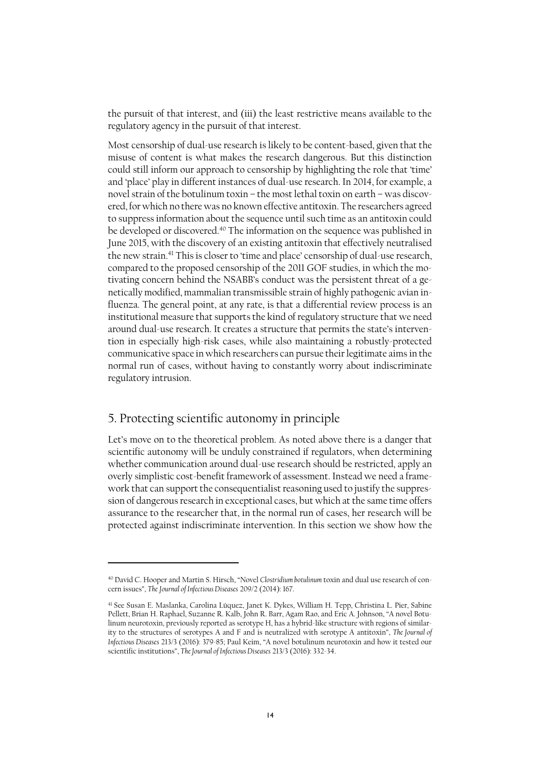the pursuit of that interest, and (iii) the least restrictive means available to the regulatory agency in the pursuit of that interest.

Most censorship of dual-use research is likely to be content-based, given that the misuse of content is what makes the research dangerous. But this distinction could still inform our approach to censorship by highlighting the role that 'time' and 'place' play in different instances of dual-use research. In 2014, for example, a novel strain of the botulinum toxin – the most lethal toxin on earth – was discovered, for which no there was no known effective antitoxin. The researchers agreed to suppress information about the sequence until such time as an antitoxin could be developed or discovered.[40] The information on the sequence was published in June 2015, with the discovery of an existing antitoxin that effectively neutralised the new strain.[41] This is closer to 'time and place' censorship of dual-use research, compared to the proposed censorship of the 2011 GOF studies, in which the motivating concern behind the NSABB's conduct was the persistent threat of a genetically modified, mammalian transmissible strain of highly pathogenic avian influenza. The general point, at any rate, is that a differential review process is an institutional measure that supports the kind of regulatory structure that we need around dual-use research. It creates a structure that permits the state's intervention in especially high-risk cases, while also maintaining a robustly-protected communicative space in which researchers can pursue their legitimate aims in the normal run of cases, without having to constantly worry about indiscriminate regulatory intrusion.

## 5. Protecting scientific autonomy in principle

Let's move on to the theoretical problem. As noted above there is a danger that scientific autonomy will be unduly constrained if regulators, when determining whether communication around dual-use research should be restricted, apply an overly simplistic cost-benefit framework of assessment. Instead we need a framework that can support the consequentialist reasoning used to justify the suppression of dangerous research in exceptional cases, but which at the same time offers assurance to the researcher that, in the normal run of cases, her research will be protected against indiscriminate intervention. In this section we show how the

---

[40] David C. Hooper and Martin S. Hirsch, "Novel *Clostridium botulinum* toxin and dual use research of concern issues", *The Journal of Infectious Diseases* 209/2 (2014): 167.

[41] See Susan E. Maslanka, Carolina Lúquez, Janet K. Dykes, William H. Tepp, Christina L. Pier, Sabine Pellett, Brian H. Raphael, Suzanne R. Kalb, John R. Barr, Agam Rao, and Eric A. Johnson, "A novel Botulinum neurotoxin, previously reported as serotype H, has a hybrid-like structure with regions of similarity to the structures of serotypes A and F and is neutralized with serotype A antitoxin", *The Journal of Infectious Diseases* 213/3 (2016): 379-85; Paul Keim, "A novel botulinum neurotoxin and how it tested our scientific institutions", *The Journal of Infectious Diseases* 213/3 (2016): 332-34.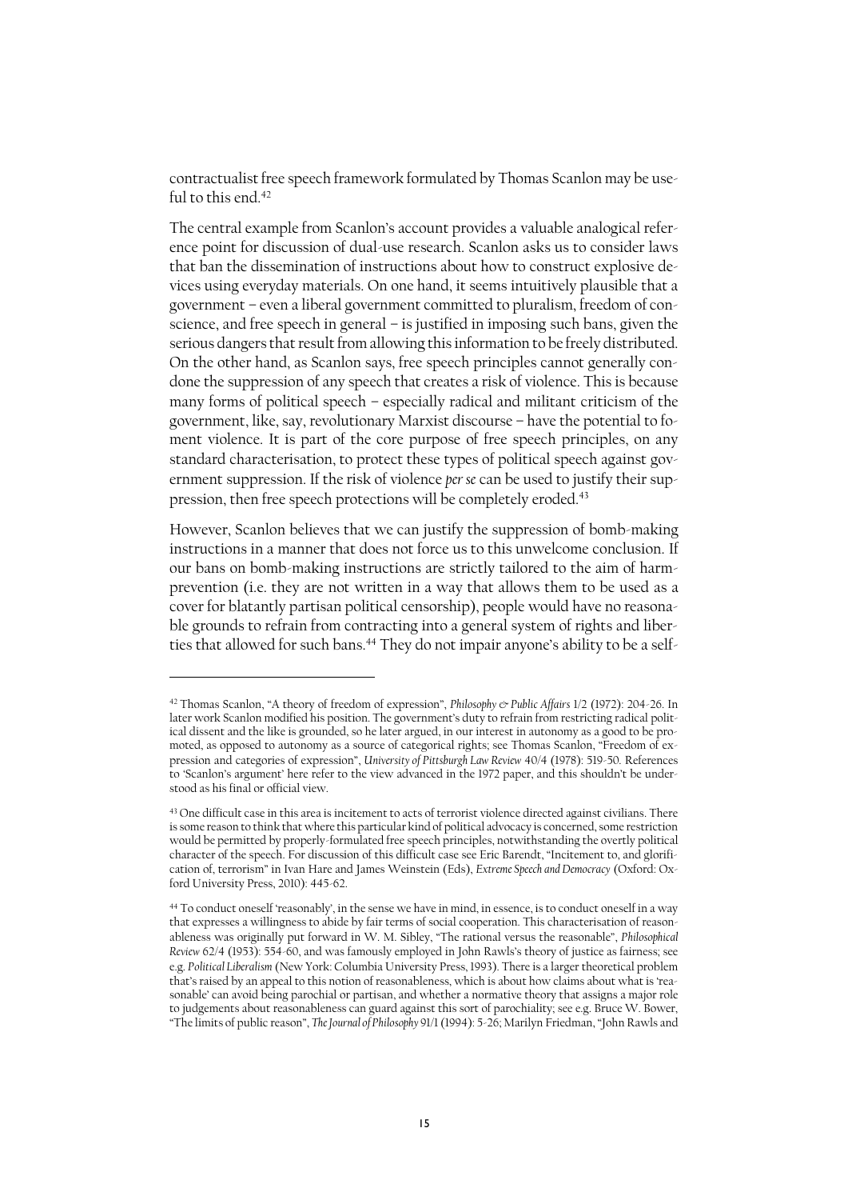contractualist free speech framework formulated by Thomas Scanlon may be useful to this end.[42]

The central example from Scanlon's account provides a valuable analogical reference point for discussion of dual-use research. Scanlon asks us to consider laws that ban the dissemination of instructions about how to construct explosive devices using everyday materials. On one hand, it seems intuitively plausible that a government – even a liberal government committed to pluralism, freedom of conscience, and free speech in general – is justified in imposing such bans, given the serious dangers that result from allowing this information to be freely distributed. On the other hand, as Scanlon says, free speech principles cannot generally condone the suppression of any speech that creates a risk of violence. This is because many forms of political speech – especially radical and militant criticism of the government, like, say, revolutionary Marxist discourse – have the potential to foment violence. It is part of the core purpose of free speech principles, on any standard characterisation, to protect these types of political speech against government suppression. If the risk of violence *per se* can be used to justify their suppression, then free speech protections will be completely eroded.[43]

However, Scanlon believes that we can justify the suppression of bomb-making instructions in a manner that does not force us to this unwelcome conclusion. If our bans on bomb-making instructions are strictly tailored to the aim of harm-prevention (i.e. they are not written in a way that allows them to be used as a cover for blatantly partisan political censorship), people would have no reasonable grounds to refrain from contracting into a general system of rights and liberties that allowed for such bans.[44] They do not impair anyone's ability to be a self-

---

[42] Thomas Scanlon, "A theory of freedom of expression", *Philosophy & Public Affairs* 1/2 (1972): 204-26. In later work Scanlon modified his position. The government's duty to refrain from restricting radical political dissent and the like is grounded, so he later argued, in our interest in autonomy as a good to be promoted, as opposed to autonomy as a source of categorical rights; see Thomas Scanlon, "Freedom of expression and categories of expression", *University of Pittsburgh Law Review* 40/4 (1978): 519-50. References to 'Scanlon's argument' here refer to the view advanced in the 1972 paper, and this shouldn't be understood as his final or official view.

[43] One difficult case in this area is incitement to acts of terrorist violence directed against civilians. There is some reason to think that where this particular kind of political advocacy is concerned, some restriction would be permitted by properly-formulated free speech principles, notwithstanding the overtly political character of the speech. For discussion of this difficult case see Eric Barendt, "Incitement to, and glorification of, terrorism" in Ivan Hare and James Weinstein (Eds), *Extreme Speech and Democracy* (Oxford: Oxford University Press, 2010): 445-62.

[44] To conduct oneself 'reasonably', in the sense we have in mind, in essence, is to conduct oneself in a way that expresses a willingness to abide by fair terms of social cooperation. This characterisation of reasonableness was originally put forward in W. M. Sibley, "The rational versus the reasonable", *Philosophical Review* 62/4 (1953): 554-60, and was famously employed in John Rawls's theory of justice as fairness; see e.g. *Political Liberalism* (New York: Columbia University Press, 1993). There is a larger theoretical problem that's raised by an appeal to this notion of reasonableness, which is about how claims about what is 'reasonable' can avoid being parochial or partisan, and whether a normative theory that assigns a major role to judgements about reasonableness can guard against this sort of parochiality; see e.g. Bruce W. Bower, "The limits of public reason", *The Journal of Philosophy* 91/1 (1994): 5-26; Marilyn Friedman, "John Rawls and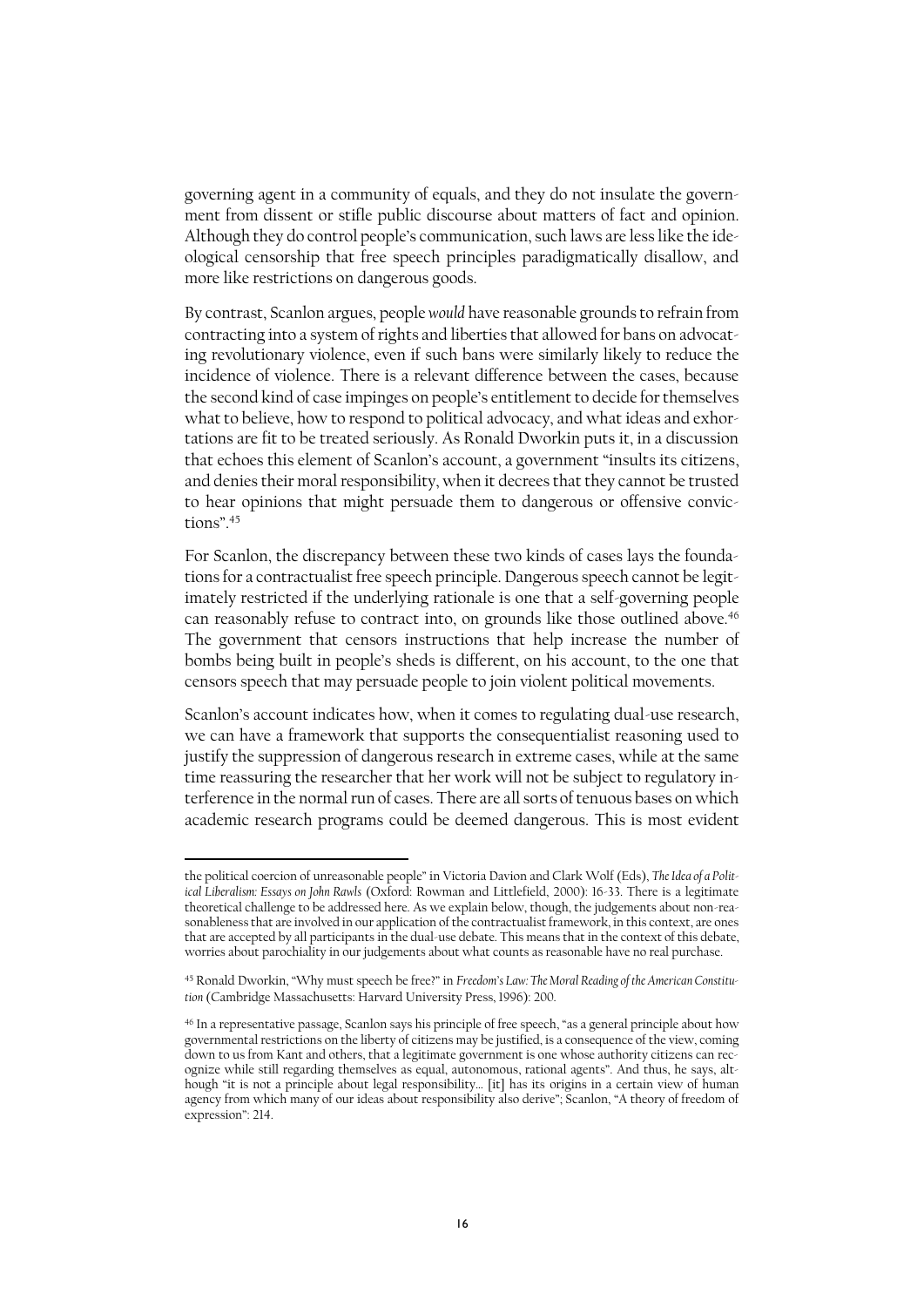governing agent in a community of equals, and they do not insulate the government from dissent or stifle public discourse about matters of fact and opinion. Although they do control people's communication, such laws are less like the ideological censorship that free speech principles paradigmatically disallow, and more like restrictions on dangerous goods.

By contrast, Scanlon argues, people *would* have reasonable grounds to refrain from contracting into a system of rights and liberties that allowed for bans on advocating revolutionary violence, even if such bans were similarly likely to reduce the incidence of violence. There is a relevant difference between the cases, because the second kind of case impinges on people's entitlement to decide for themselves what to believe, how to respond to political advocacy, and what ideas and exhortations are fit to be treated seriously. As Ronald Dworkin puts it, in a discussion that echoes this element of Scanlon's account, a government "insults its citizens, and denies their moral responsibility, when it decrees that they cannot be trusted to hear opinions that might persuade them to dangerous or offensive convictions".[45]

For Scanlon, the discrepancy between these two kinds of cases lays the foundations for a contractualist free speech principle. Dangerous speech cannot be legitimately restricted if the underlying rationale is one that a self-governing people can reasonably refuse to contract into, on grounds like those outlined above.[46] The government that censors instructions that help increase the number of bombs being built in people's sheds is different, on his account, to the one that censors speech that may persuade people to join violent political movements.

Scanlon's account indicates how, when it comes to regulating dual-use research, we can have a framework that supports the consequentialist reasoning used to justify the suppression of dangerous research in extreme cases, while at the same time reassuring the researcher that her work will not be subject to regulatory interference in the normal run of cases. There are all sorts of tenuous bases on which academic research programs could be deemed dangerous. This is most evident

---

the political coercion of unreasonable people" in Victoria Davion and Clark Wolf (Eds), *The Idea of a Political Liberalism: Essays on John Rawls* (Oxford: Rowman and Littlefield, 2000): 16-33. There is a legitimate theoretical challenge to be addressed here. As we explain below, though, the judgements about non-reasonableness that are involved in our application of the contractualist framework, in this context, are ones that are accepted by all participants in the dual-use debate. This means that in the context of this debate, worries about parochiality in our judgements about what counts as reasonable have no real purchase.

[45] Ronald Dworkin, "Why must speech be free?" in *Freedom's Law: The Moral Reading of the American Constitution* (Cambridge Massachusetts: Harvard University Press, 1996): 200.

[46] In a representative passage, Scanlon says his principle of free speech, "as a general principle about how governmental restrictions on the liberty of citizens may be justified, is a consequence of the view, coming down to us from Kant and others, that a legitimate government is one whose authority citizens can recognize while still regarding themselves as equal, autonomous, rational agents". And thus, he says, although "it is not a principle about legal responsibility… [it] has its origins in a certain view of human agency from which many of our ideas about responsibility also derive"; Scanlon, "A theory of freedom of expression": 214.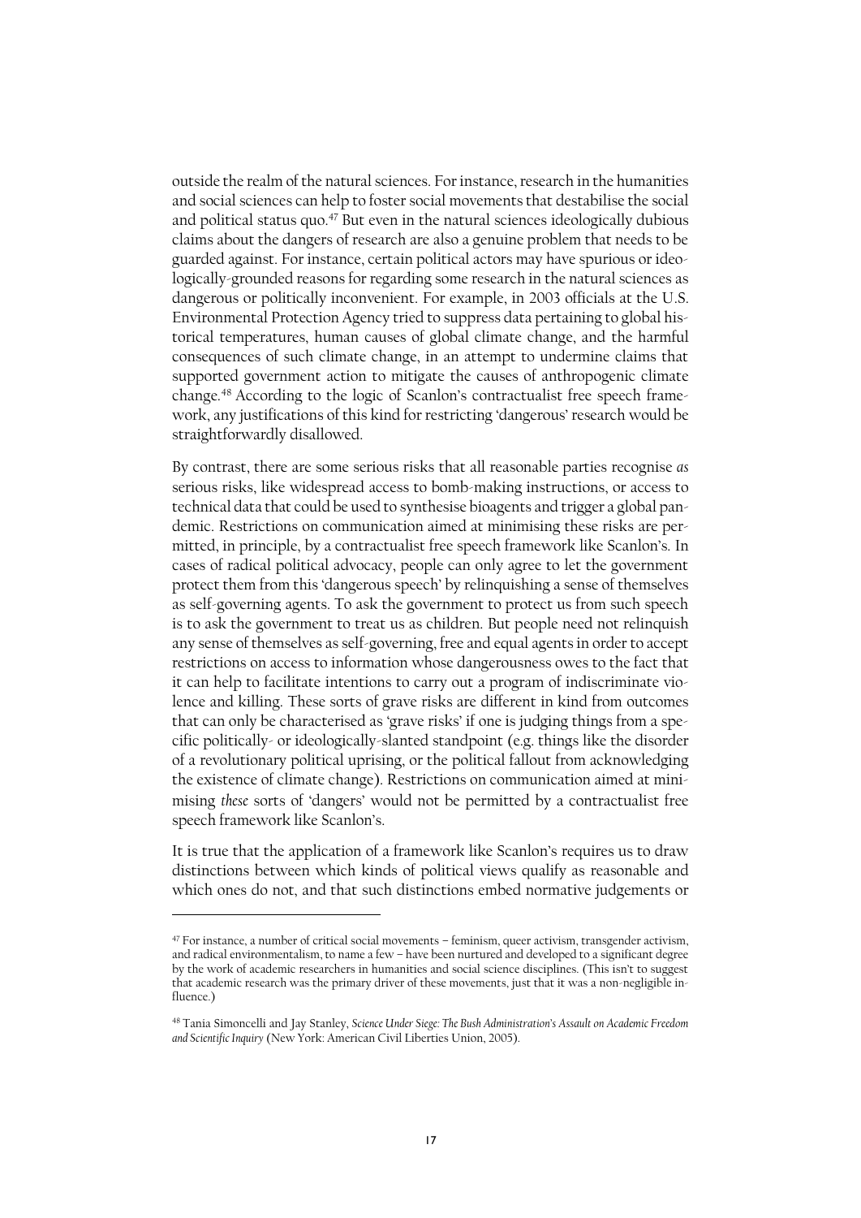outside the realm of the natural sciences. For instance, research in the humanities and social sciences can help to foster social movements that destabilise the social and political status quo.[47] But even in the natural sciences ideologically dubious claims about the dangers of research are also a genuine problem that needs to be guarded against. For instance, certain political actors may have spurious or ideologically-grounded reasons for regarding some research in the natural sciences as dangerous or politically inconvenient. For example, in 2003 officials at the U.S. Environmental Protection Agency tried to suppress data pertaining to global historical temperatures, human causes of global climate change, and the harmful consequences of such climate change, in an attempt to undermine claims that supported government action to mitigate the causes of anthropogenic climate change.[48] According to the logic of Scanlon's contractualist free speech framework, any justifications of this kind for restricting 'dangerous' research would be straightforwardly disallowed.

By contrast, there are some serious risks that all reasonable parties recognise *as* serious risks, like widespread access to bomb-making instructions, or access to technical data that could be used to synthesise bioagents and trigger a global pandemic. Restrictions on communication aimed at minimising these risks are permitted, in principle, by a contractualist free speech framework like Scanlon's. In cases of radical political advocacy, people can only agree to let the government protect them from this 'dangerous speech' by relinquishing a sense of themselves as self-governing agents. To ask the government to protect us from such speech is to ask the government to treat us as children. But people need not relinquish any sense of themselves as self-governing, free and equal agents in order to accept restrictions on access to information whose dangerousness owes to the fact that it can help to facilitate intentions to carry out a program of indiscriminate violence and killing. These sorts of grave risks are different in kind from outcomes that can only be characterised as 'grave risks' if one is judging things from a specific politically- or ideologically-slanted standpoint (e.g. things like the disorder of a revolutionary political uprising, or the political fallout from acknowledging the existence of climate change). Restrictions on communication aimed at minimising *these* sorts of 'dangers' would not be permitted by a contractualist free speech framework like Scanlon's.

It is true that the application of a framework like Scanlon's requires us to draw distinctions between which kinds of political views qualify as reasonable and which ones do not, and that such distinctions embed normative judgements or

[47] For instance, a number of critical social movements – feminism, queer activism, transgender activism, and radical environmentalism, to name a few – have been nurtured and developed to a significant degree by the work of academic researchers in humanities and social science disciplines. (This isn't to suggest that academic research was the primary driver of these movements, just that it was a non-negligible influence.)

[48] Tania Simoncelli and Jay Stanley, *Science Under Siege: The Bush Administration's Assault on Academic Freedom and Scientific Inquiry* (New York: American Civil Liberties Union, 2005).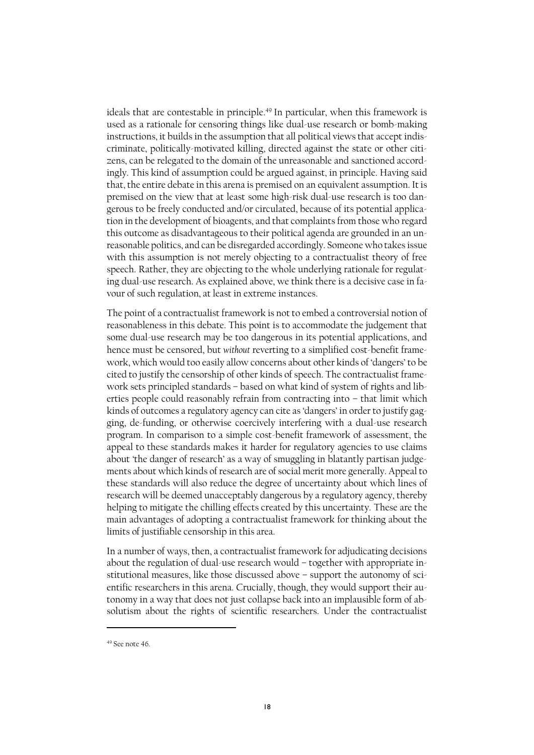ideals that are contestable in principle.[49] In particular, when this framework is used as a rationale for censoring things like dual-use research or bomb-making instructions, it builds in the assumption that all political views that accept indiscriminate, politically-motivated killing, directed against the state or other citizens, can be relegated to the domain of the unreasonable and sanctioned accordingly. This kind of assumption could be argued against, in principle. Having said that, the entire debate in this arena is premised on an equivalent assumption. It is premised on the view that at least some high-risk dual-use research is too dangerous to be freely conducted and/or circulated, because of its potential application in the development of bioagents, and that complaints from those who regard this outcome as disadvantageous to their political agenda are grounded in an unreasonable politics, and can be disregarded accordingly. Someone who takes issue with this assumption is not merely objecting to a contractualist theory of free speech. Rather, they are objecting to the whole underlying rationale for regulating dual-use research. As explained above, we think there is a decisive case in favour of such regulation, at least in extreme instances.

The point of a contractualist framework is not to embed a controversial notion of reasonableness in this debate. This point is to accommodate the judgement that some dual-use research may be too dangerous in its potential applications, and hence must be censored, but *without* reverting to a simplified cost-benefit framework, which would too easily allow concerns about other kinds of 'dangers' to be cited to justify the censorship of other kinds of speech. The contractualist framework sets principled standards – based on what kind of system of rights and liberties people could reasonably refrain from contracting into – that limit which kinds of outcomes a regulatory agency can cite as 'dangers' in order to justify gagging, de-funding, or otherwise coercively interfering with a dual-use research program. In comparison to a simple cost-benefit framework of assessment, the appeal to these standards makes it harder for regulatory agencies to use claims about 'the danger of research' as a way of smuggling in blatantly partisan judgements about which kinds of research are of social merit more generally. Appeal to these standards will also reduce the degree of uncertainty about which lines of research will be deemed unacceptably dangerous by a regulatory agency, thereby helping to mitigate the chilling effects created by this uncertainty. These are the main advantages of adopting a contractualist framework for thinking about the limits of justifiable censorship in this area.

In a number of ways, then, a contractualist framework for adjudicating decisions about the regulation of dual-use research would – together with appropriate institutional measures, like those discussed above – support the autonomy of scientific researchers in this arena. Crucially, though, they would support their autonomy in a way that does not just collapse back into an implausible form of absolutism about the rights of scientific researchers. Under the contractualist

[49] See note 46.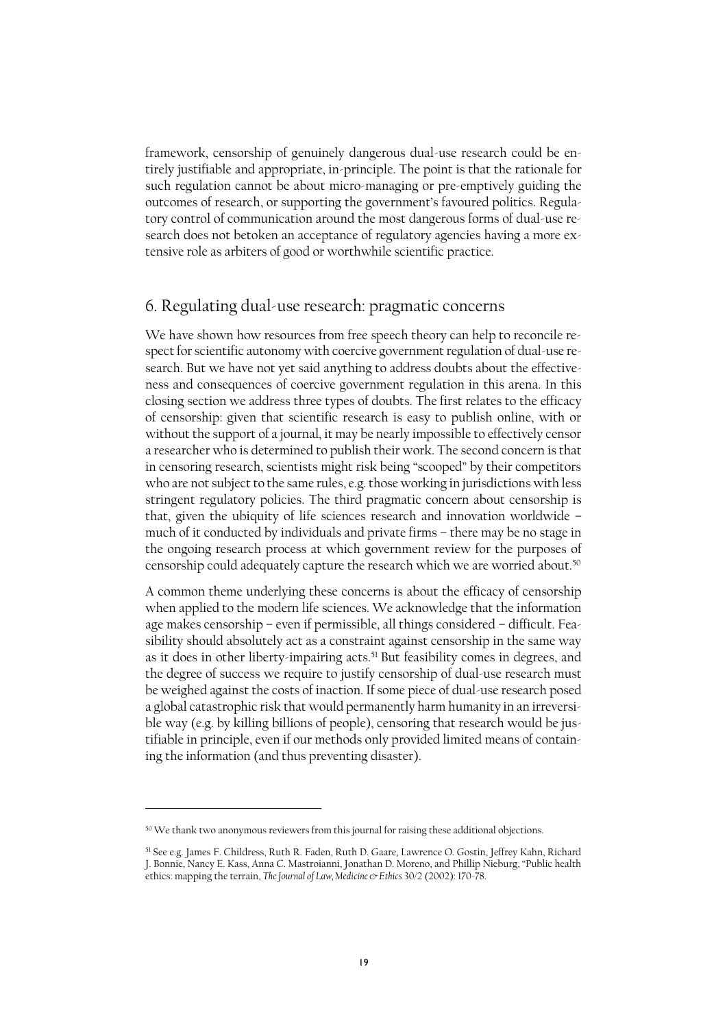framework, censorship of genuinely dangerous dual-use research could be entirely justifiable and appropriate, in-principle. The point is that the rationale for such regulation cannot be about micro-managing or pre-emptively guiding the outcomes of research, or supporting the government's favoured politics. Regulatory control of communication around the most dangerous forms of dual-use research does not betoken an acceptance of regulatory agencies having a more extensive role as arbiters of good or worthwhile scientific practice.

## 6. Regulating dual-use research: pragmatic concerns

We have shown how resources from free speech theory can help to reconcile respect for scientific autonomy with coercive government regulation of dual-use research. But we have not yet said anything to address doubts about the effectiveness and consequences of coercive government regulation in this arena. In this closing section we address three types of doubts. The first relates to the efficacy of censorship: given that scientific research is easy to publish online, with or without the support of a journal, it may be nearly impossible to effectively censor a researcher who is determined to publish their work. The second concern is that in censoring research, scientists might risk being "scooped" by their competitors who are not subject to the same rules, e.g. those working in jurisdictions with less stringent regulatory policies. The third pragmatic concern about censorship is that, given the ubiquity of life sciences research and innovation worldwide – much of it conducted by individuals and private firms – there may be no stage in the ongoing research process at which government review for the purposes of censorship could adequately capture the research which we are worried about.[50]

A common theme underlying these concerns is about the efficacy of censorship when applied to the modern life sciences. We acknowledge that the information age makes censorship – even if permissible, all things considered – difficult. Feasibility should absolutely act as a constraint against censorship in the same way as it does in other liberty-impairing acts.[51] But feasibility comes in degrees, and the degree of success we require to justify censorship of dual-use research must be weighed against the costs of inaction. If some piece of dual-use research posed a global catastrophic risk that would permanently harm humanity in an irreversible way (e.g. by killing billions of people), censoring that research would be justifiable in principle, even if our methods only provided limited means of containing the information (and thus preventing disaster).

---

[50] We thank two anonymous reviewers from this journal for raising these additional objections.

[51] See e.g. James F. Childress, Ruth R. Faden, Ruth D. Gaare, Lawrence O. Gostin, Jeffrey Kahn, Richard J. Bonnie, Nancy E. Kass, Anna C. Mastroianni, Jonathan D. Moreno, and Phillip Nieburg, "Public health ethics: mapping the terrain, *The Journal of Law, Medicine & Ethics* 30/2 (2002): 170-78.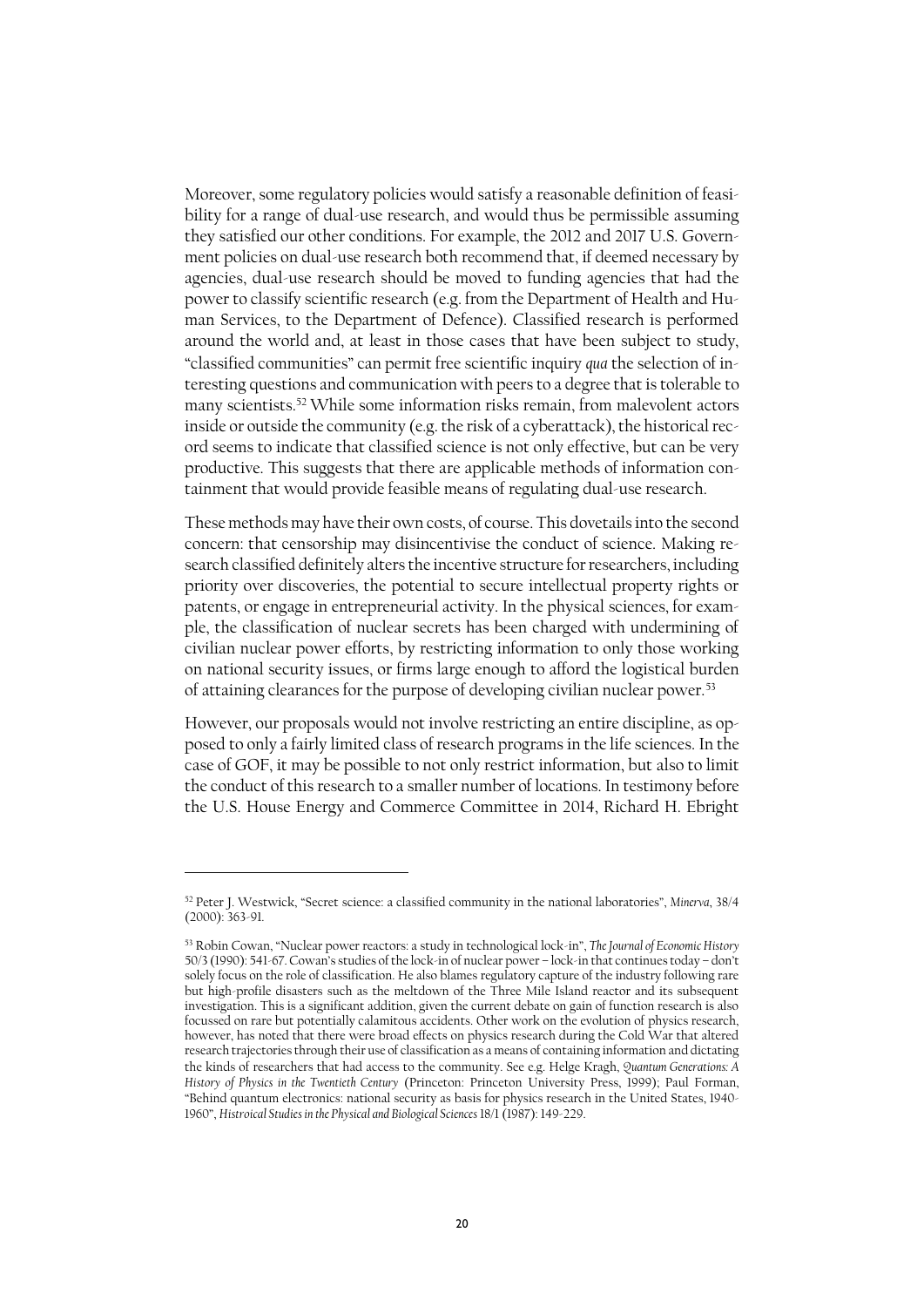Moreover, some regulatory policies would satisfy a reasonable definition of feasibility for a range of dual-use research, and would thus be permissible assuming they satisfied our other conditions. For example, the 2012 and 2017 U.S. Government policies on dual-use research both recommend that, if deemed necessary by agencies, dual-use research should be moved to funding agencies that had the power to classify scientific research (e.g. from the Department of Health and Human Services, to the Department of Defence). Classified research is performed around the world and, at least in those cases that have been subject to study, "classified communities" can permit free scientific inquiry *qua* the selection of interesting questions and communication with peers to a degree that is tolerable to many scientists.[52] While some information risks remain, from malevolent actors inside or outside the community (e.g. the risk of a cyberattack), the historical record seems to indicate that classified science is not only effective, but can be very productive. This suggests that there are applicable methods of information containment that would provide feasible means of regulating dual-use research.

These methods may have their own costs, of course. This dovetails into the second concern: that censorship may disincentivise the conduct of science. Making research classified definitely alters the incentive structure for researchers, including priority over discoveries, the potential to secure intellectual property rights or patents, or engage in entrepreneurial activity. In the physical sciences, for example, the classification of nuclear secrets has been charged with undermining of civilian nuclear power efforts, by restricting information to only those working on national security issues, or firms large enough to afford the logistical burden of attaining clearances for the purpose of developing civilian nuclear power.[53]

However, our proposals would not involve restricting an entire discipline, as opposed to only a fairly limited class of research programs in the life sciences. In the case of GOF, it may be possible to not only restrict information, but also to limit the conduct of this research to a smaller number of locations. In testimony before the U.S. House Energy and Commerce Committee in 2014, Richard H. Ebright

---

[52] Peter J. Westwick, "Secret science: a classified community in the national laboratories", *Minerva*, 38/4 (2000): 363-91.

[53] Robin Cowan, "Nuclear power reactors: a study in technological lock-in", *The Journal of Economic History* 50/3 (1990): 541-67. Cowan's studies of the lock-in of nuclear power – lock-in that continues today – don't solely focus on the role of classification. He also blames regulatory capture of the industry following rare but high-profile disasters such as the meltdown of the Three Mile Island reactor and its subsequent investigation. This is a significant addition, given the current debate on gain of function research is also focussed on rare but potentially calamitous accidents. Other work on the evolution of physics research, however, has noted that there were broad effects on physics research during the Cold War that altered research trajectories through their use of classification as a means of containing information and dictating the kinds of researchers that had access to the community. See e.g. Helge Kragh, *Quantum Generations: A History of Physics in the Twentieth Century* (Princeton: Princeton University Press, 1999); Paul Forman, "Behind quantum electronics: national security as basis for physics research in the United States, 1940-1960", *Histroical Studies in the Physical and Biological Sciences* 18/1 (1987): 149-229.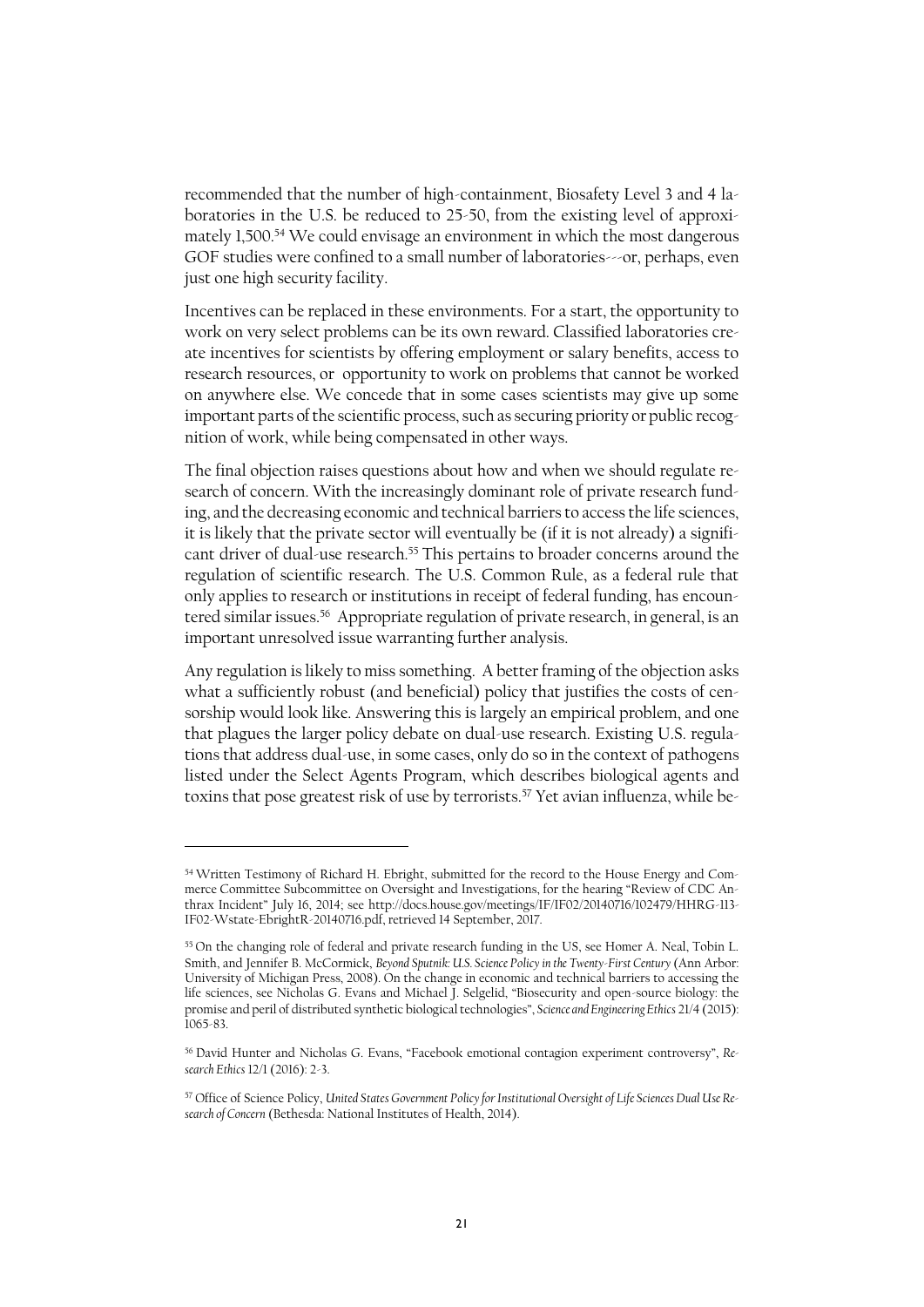recommended that the number of high-containment, Biosafety Level 3 and 4 laboratories in the U.S. be reduced to 25-50, from the existing level of approximately 1,500.[54] We could envisage an environment in which the most dangerous GOF studies were confined to a small number of laboratories---or, perhaps, even just one high security facility.

Incentives can be replaced in these environments. For a start, the opportunity to work on very select problems can be its own reward. Classified laboratories create incentives for scientists by offering employment or salary benefits, access to research resources, or opportunity to work on problems that cannot be worked on anywhere else. We concede that in some cases scientists may give up some important parts of the scientific process, such as securing priority or public recognition of work, while being compensated in other ways.

The final objection raises questions about how and when we should regulate research of concern. With the increasingly dominant role of private research funding, and the decreasing economic and technical barriers to access the life sciences, it is likely that the private sector will eventually be (if it is not already) a significant driver of dual-use research.[55] This pertains to broader concerns around the regulation of scientific research. The U.S. Common Rule, as a federal rule that only applies to research or institutions in receipt of federal funding, has encountered similar issues.[56] Appropriate regulation of private research, in general, is an important unresolved issue warranting further analysis.

Any regulation is likely to miss something. A better framing of the objection asks what a sufficiently robust (and beneficial) policy that justifies the costs of censorship would look like. Answering this is largely an empirical problem, and one that plagues the larger policy debate on dual-use research. Existing U.S. regulations that address dual-use, in some cases, only do so in the context of pathogens listed under the Select Agents Program, which describes biological agents and toxins that pose greatest risk of use by terrorists.[57] Yet avian influenza, while be-

---

[54] Written Testimony of Richard H. Ebright, submitted for the record to the House Energy and Commerce Committee Subcommittee on Oversight and Investigations, for the hearing "Review of CDC Anthrax Incident" July 16, 2014; see http://docs.house.gov/meetings/IF/IF02/20140716/102479/HHRG-113-IF02-Wstate-EbrightR-20140716.pdf, retrieved 14 September, 2017.

[55] On the changing role of federal and private research funding in the US, see Homer A. Neal, Tobin L. Smith, and Jennifer B. McCormick, *Beyond Sputnik: U.S. Science Policy in the Twenty-First Century* (Ann Arbor: University of Michigan Press, 2008). On the change in economic and technical barriers to accessing the life sciences, see Nicholas G. Evans and Michael J. Selgelid, "Biosecurity and open-source biology: the promise and peril of distributed synthetic biological technologies", *Science and Engineering Ethics* 21/4 (2015): 1065-83.

[56] David Hunter and Nicholas G. Evans, "Facebook emotional contagion experiment controversy", *Research Ethics* 12/1 (2016): 2-3.

[57] Office of Science Policy, *United States Government Policy for Institutional Oversight of Life Sciences Dual Use Research of Concern* (Bethesda: National Institutes of Health, 2014).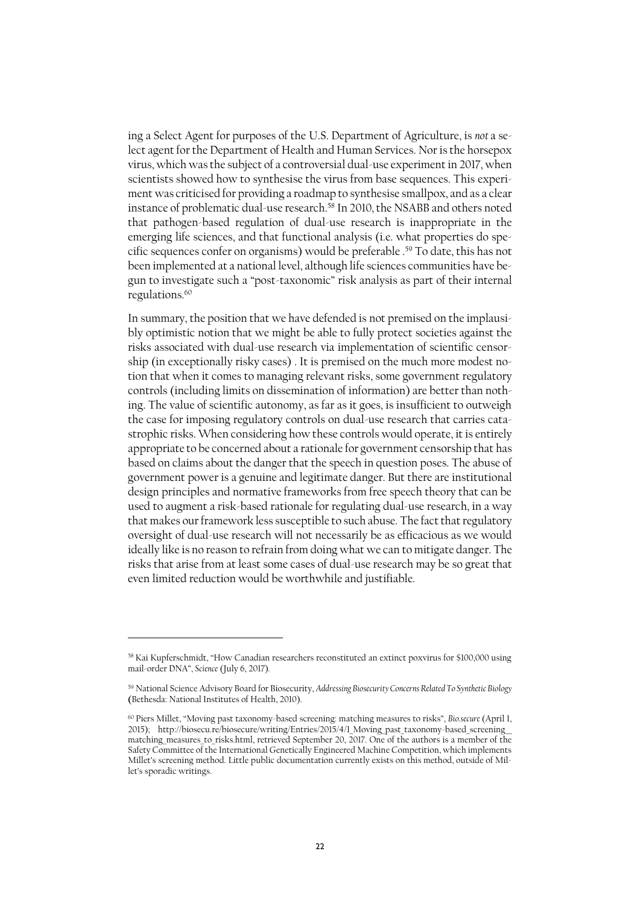ing a Select Agent for purposes of the U.S. Department of Agriculture, is *not* a select agent for the Department of Health and Human Services. Nor is the horsepox virus, which was the subject of a controversial dual-use experiment in 2017, when scientists showed how to synthesise the virus from base sequences. This experiment was criticised for providing a roadmap to synthesise smallpox, and as a clear instance of problematic dual-use research.[58] In 2010, the NSABB and others noted that pathogen-based regulation of dual-use research is inappropriate in the emerging life sciences, and that functional analysis (i.e. what properties do specific sequences confer on organisms) would be preferable .[59] To date, this has not been implemented at a national level, although life sciences communities have begun to investigate such a "post-taxonomic" risk analysis as part of their internal regulations.[60]

In summary, the position that we have defended is not premised on the implausibly optimistic notion that we might be able to fully protect societies against the risks associated with dual-use research via implementation of scientific censorship (in exceptionally risky cases) . It is premised on the much more modest notion that when it comes to managing relevant risks, some government regulatory controls (including limits on dissemination of information) are better than nothing. The value of scientific autonomy, as far as it goes, is insufficient to outweigh the case for imposing regulatory controls on dual-use research that carries catastrophic risks. When considering how these controls would operate, it is entirely appropriate to be concerned about a rationale for government censorship that has based on claims about the danger that the speech in question poses. The abuse of government power is a genuine and legitimate danger. But there are institutional design principles and normative frameworks from free speech theory that can be used to augment a risk-based rationale for regulating dual-use research, in a way that makes our framework less susceptible to such abuse. The fact that regulatory oversight of dual-use research will not necessarily be as efficacious as we would ideally like is no reason to refrain from doing what we can to mitigate danger. The risks that arise from at least some cases of dual-use research may be so great that even limited reduction would be worthwhile and justifiable.

---

[58] Kai Kupferschmidt, "How Canadian researchers reconstituted an extinct poxvirus for $100,000 using mail-order DNA", *Science* (July 6, 2017).

[59] National Science Advisory Board for Biosecurity, *Addressing Biosecurity Concerns Related To Synthetic Biology* (Bethesda: National Institutes of Health, 2010).

[60] Piers Millet, "Moving past taxonomy-based screening: matching measures to risks", *Bio.secure* (April 1, 2015); http://biosecu.re/biosecure/writing/Entries/2015/4/1_Moving_past_taxonomy-based_screening__matching_measures_to_risks.html, retrieved September 20, 2017. One of the authors is a member of the Safety Committee of the International Genetically Engineered Machine Competition, which implements Millet's screening method. Little public documentation currently exists on this method, outside of Millet's sporadic writings.